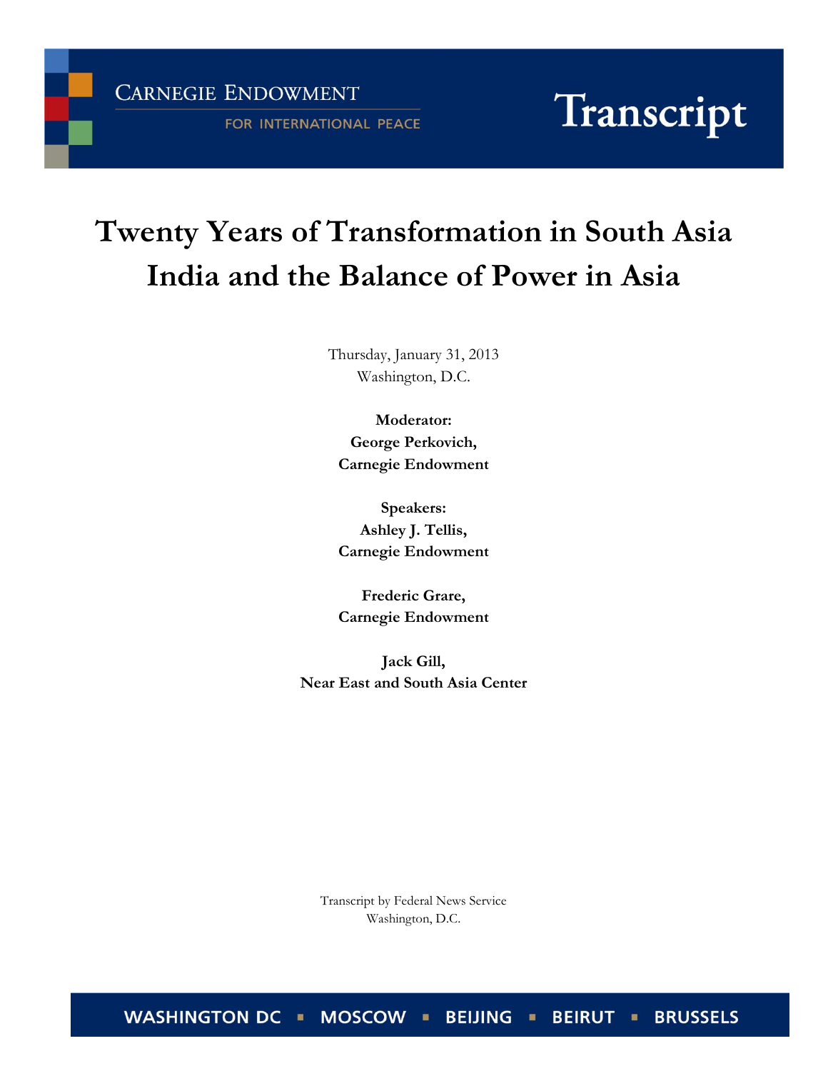CARNEGIE ENDOWMENT

FOR INTERNATIONAL PEACE

Transcript

# Twenty Years of Transformation in South Asia
# India and the Balance of Power in Asia

Thursday, January 31, 2013
Washington, D.C.

**Moderator:**
**George Perkovich,**
**Carnegie Endowment**

**Speakers:**
**Ashley J. Tellis,**
**Carnegie Endowment**

**Frederic Grare,**
**Carnegie Endowment**

**Jack Gill,**
**Near East and South Asia Center**

Transcript by Federal News Service
Washington, D.C.

WASHINGTON DC ▪ MOSCOW ▪ BEIJING ▪ BEIRUT ▪ BRUSSELS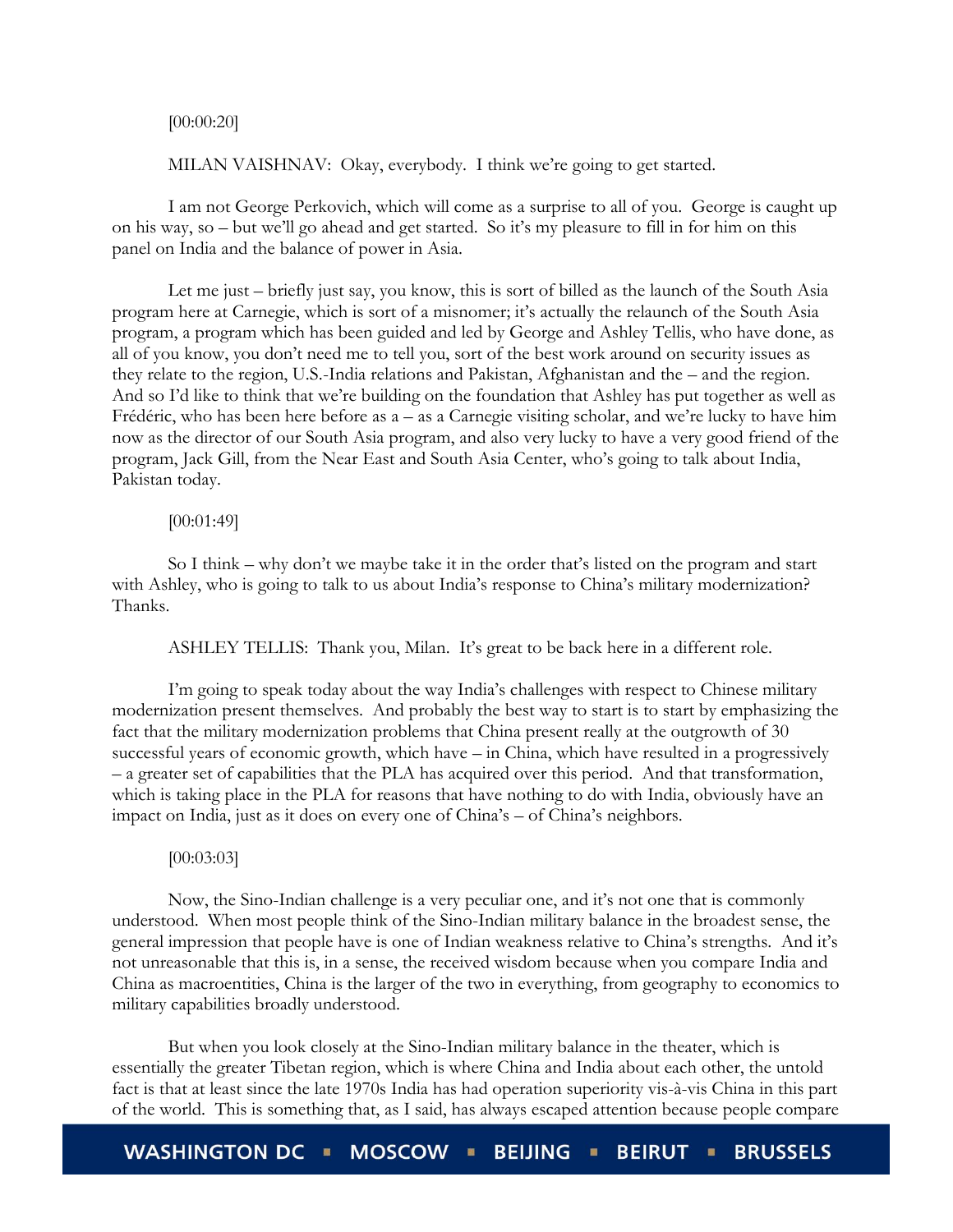[00:00:20]

MILAN VAISHNAV: Okay, everybody. I think we're going to get started.

I am not George Perkovich, which will come as a surprise to all of you. George is caught up on his way, so – but we'll go ahead and get started. So it's my pleasure to fill in for him on this panel on India and the balance of power in Asia.

Let me just – briefly just say, you know, this is sort of billed as the launch of the South Asia program here at Carnegie, which is sort of a misnomer; it's actually the relaunch of the South Asia program, a program which has been guided and led by George and Ashley Tellis, who have done, as all of you know, you don't need me to tell you, sort of the best work around on security issues as they relate to the region, U.S.-India relations and Pakistan, Afghanistan and the – and the region. And so I'd like to think that we're building on the foundation that Ashley has put together as well as Frédéric, who has been here before as a – as a Carnegie visiting scholar, and we're lucky to have him now as the director of our South Asia program, and also very lucky to have a very good friend of the program, Jack Gill, from the Near East and South Asia Center, who's going to talk about India, Pakistan today.

[00:01:49]

So I think – why don't we maybe take it in the order that's listed on the program and start with Ashley, who is going to talk to us about India's response to China's military modernization? Thanks.

ASHLEY TELLIS: Thank you, Milan. It's great to be back here in a different role.

I'm going to speak today about the way India's challenges with respect to Chinese military modernization present themselves. And probably the best way to start is to start by emphasizing the fact that the military modernization problems that China present really at the outgrowth of 30 successful years of economic growth, which have – in China, which have resulted in a progressively – a greater set of capabilities that the PLA has acquired over this period. And that transformation, which is taking place in the PLA for reasons that have nothing to do with India, obviously have an impact on India, just as it does on every one of China's – of China's neighbors.

[00:03:03]

Now, the Sino-Indian challenge is a very peculiar one, and it's not one that is commonly understood. When most people think of the Sino-Indian military balance in the broadest sense, the general impression that people have is one of Indian weakness relative to China's strengths. And it's not unreasonable that this is, in a sense, the received wisdom because when you compare India and China as macroentities, China is the larger of the two in everything, from geography to economics to military capabilities broadly understood.

But when you look closely at the Sino-Indian military balance in the theater, which is essentially the greater Tibetan region, which is where China and India about each other, the untold fact is that at least since the late 1970s India has had operation superiority vis-à-vis China in this part of the world. This is something that, as I said, has always escaped attention because people compare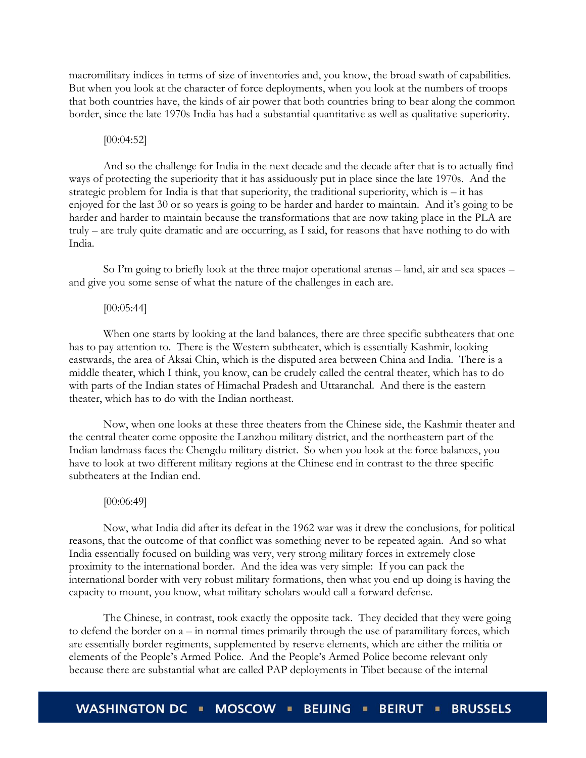macromilitary indices in terms of size of inventories and, you know, the broad swath of capabilities. But when you look at the character of force deployments, when you look at the numbers of troops that both countries have, the kinds of air power that both countries bring to bear along the common border, since the late 1970s India has had a substantial quantitative as well as qualitative superiority.

[00:04:52]

And so the challenge for India in the next decade and the decade after that is to actually find ways of protecting the superiority that it has assiduously put in place since the late 1970s. And the strategic problem for India is that that superiority, the traditional superiority, which is – it has enjoyed for the last 30 or so years is going to be harder and harder to maintain. And it's going to be harder and harder to maintain because the transformations that are now taking place in the PLA are truly – are truly quite dramatic and are occurring, as I said, for reasons that have nothing to do with India.

So I'm going to briefly look at the three major operational arenas – land, air and sea spaces – and give you some sense of what the nature of the challenges in each are.

[00:05:44]

When one starts by looking at the land balances, there are three specific subtheaters that one has to pay attention to. There is the Western subtheater, which is essentially Kashmir, looking eastwards, the area of Aksai Chin, which is the disputed area between China and India. There is a middle theater, which I think, you know, can be crudely called the central theater, which has to do with parts of the Indian states of Himachal Pradesh and Uttaranchal. And there is the eastern theater, which has to do with the Indian northeast.

Now, when one looks at these three theaters from the Chinese side, the Kashmir theater and the central theater come opposite the Lanzhou military district, and the northeastern part of the Indian landmass faces the Chengdu military district. So when you look at the force balances, you have to look at two different military regions at the Chinese end in contrast to the three specific subtheaters at the Indian end.

[00:06:49]

Now, what India did after its defeat in the 1962 war was it drew the conclusions, for political reasons, that the outcome of that conflict was something never to be repeated again. And so what India essentially focused on building was very, very strong military forces in extremely close proximity to the international border. And the idea was very simple: If you can pack the international border with very robust military formations, then what you end up doing is having the capacity to mount, you know, what military scholars would call a forward defense.

The Chinese, in contrast, took exactly the opposite tack. They decided that they were going to defend the border on a – in normal times primarily through the use of paramilitary forces, which are essentially border regiments, supplemented by reserve elements, which are either the militia or elements of the People's Armed Police. And the People's Armed Police become relevant only because there are substantial what are called PAP deployments in Tibet because of the internal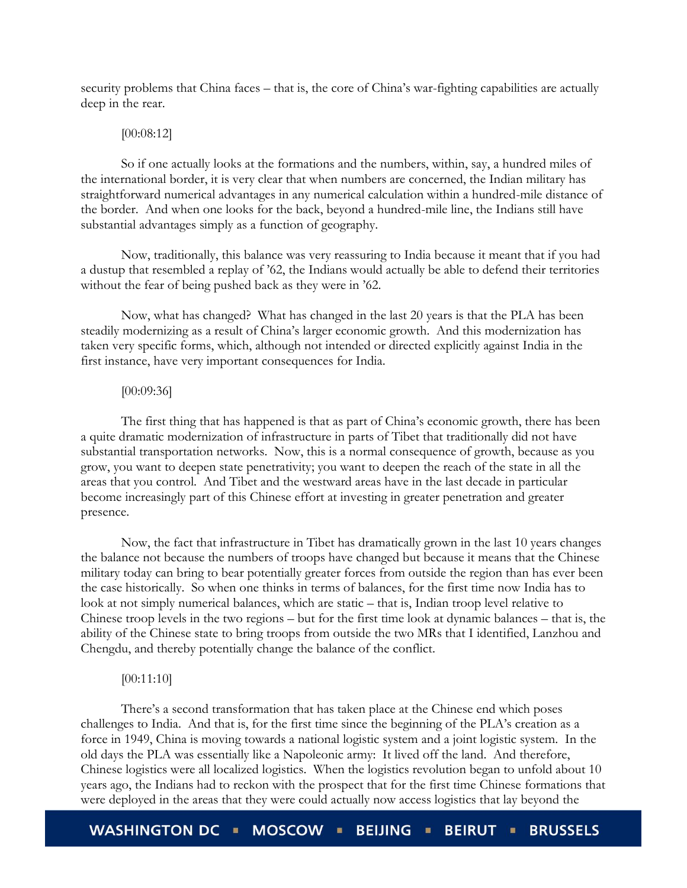security problems that China faces – that is, the core of China's war-fighting capabilities are actually deep in the rear.

[00:08:12]

So if one actually looks at the formations and the numbers, within, say, a hundred miles of the international border, it is very clear that when numbers are concerned, the Indian military has straightforward numerical advantages in any numerical calculation within a hundred-mile distance of the border. And when one looks for the back, beyond a hundred-mile line, the Indians still have substantial advantages simply as a function of geography.

Now, traditionally, this balance was very reassuring to India because it meant that if you had a dustup that resembled a replay of '62, the Indians would actually be able to defend their territories without the fear of being pushed back as they were in '62.

Now, what has changed? What has changed in the last 20 years is that the PLA has been steadily modernizing as a result of China's larger economic growth. And this modernization has taken very specific forms, which, although not intended or directed explicitly against India in the first instance, have very important consequences for India.

[00:09:36]

The first thing that has happened is that as part of China's economic growth, there has been a quite dramatic modernization of infrastructure in parts of Tibet that traditionally did not have substantial transportation networks. Now, this is a normal consequence of growth, because as you grow, you want to deepen state penetrativity; you want to deepen the reach of the state in all the areas that you control. And Tibet and the westward areas have in the last decade in particular become increasingly part of this Chinese effort at investing in greater penetration and greater presence.

Now, the fact that infrastructure in Tibet has dramatically grown in the last 10 years changes the balance not because the numbers of troops have changed but because it means that the Chinese military today can bring to bear potentially greater forces from outside the region than has ever been the case historically. So when one thinks in terms of balances, for the first time now India has to look at not simply numerical balances, which are static – that is, Indian troop level relative to Chinese troop levels in the two regions – but for the first time look at dynamic balances – that is, the ability of the Chinese state to bring troops from outside the two MRs that I identified, Lanzhou and Chengdu, and thereby potentially change the balance of the conflict.

[00:11:10]

There's a second transformation that has taken place at the Chinese end which poses challenges to India. And that is, for the first time since the beginning of the PLA's creation as a force in 1949, China is moving towards a national logistic system and a joint logistic system. In the old days the PLA was essentially like a Napoleonic army: It lived off the land. And therefore, Chinese logistics were all localized logistics. When the logistics revolution began to unfold about 10 years ago, the Indians had to reckon with the prospect that for the first time Chinese formations that were deployed in the areas that they were could actually now access logistics that lay beyond the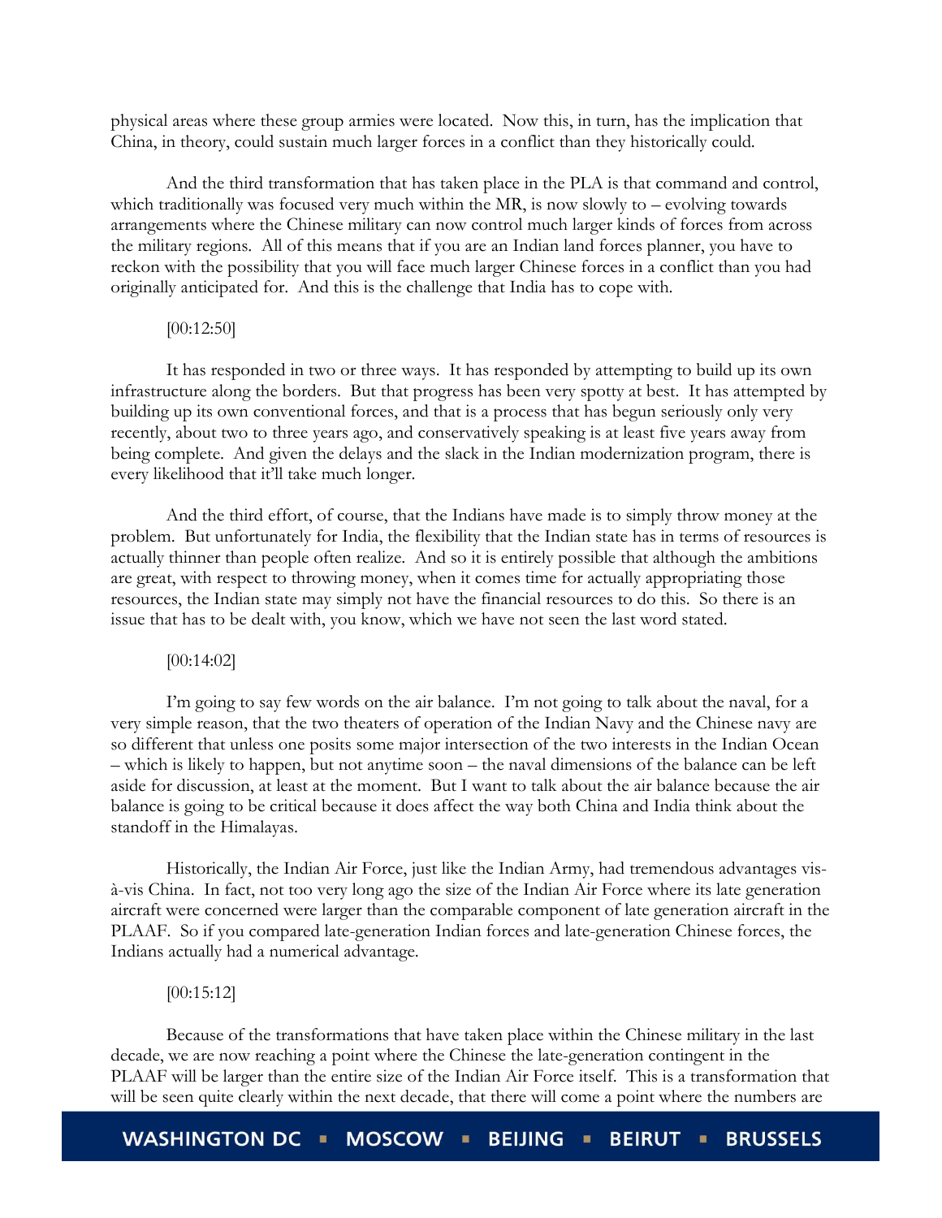physical areas where these group armies were located. Now this, in turn, has the implication that China, in theory, could sustain much larger forces in a conflict than they historically could.

And the third transformation that has taken place in the PLA is that command and control, which traditionally was focused very much within the MR, is now slowly to – evolving towards arrangements where the Chinese military can now control much larger kinds of forces from across the military regions. All of this means that if you are an Indian land forces planner, you have to reckon with the possibility that you will face much larger Chinese forces in a conflict than you had originally anticipated for. And this is the challenge that India has to cope with.

[00:12:50]

It has responded in two or three ways. It has responded by attempting to build up its own infrastructure along the borders. But that progress has been very spotty at best. It has attempted by building up its own conventional forces, and that is a process that has begun seriously only very recently, about two to three years ago, and conservatively speaking is at least five years away from being complete. And given the delays and the slack in the Indian modernization program, there is every likelihood that it'll take much longer.

And the third effort, of course, that the Indians have made is to simply throw money at the problem. But unfortunately for India, the flexibility that the Indian state has in terms of resources is actually thinner than people often realize. And so it is entirely possible that although the ambitions are great, with respect to throwing money, when it comes time for actually appropriating those resources, the Indian state may simply not have the financial resources to do this. So there is an issue that has to be dealt with, you know, which we have not seen the last word stated.

[00:14:02]

I'm going to say few words on the air balance. I'm not going to talk about the naval, for a very simple reason, that the two theaters of operation of the Indian Navy and the Chinese navy are so different that unless one posits some major intersection of the two interests in the Indian Ocean – which is likely to happen, but not anytime soon – the naval dimensions of the balance can be left aside for discussion, at least at the moment. But I want to talk about the air balance because the air balance is going to be critical because it does affect the way both China and India think about the standoff in the Himalayas.

Historically, the Indian Air Force, just like the Indian Army, had tremendous advantages vis-à-vis China. In fact, not too very long ago the size of the Indian Air Force where its late generation aircraft were concerned were larger than the comparable component of late generation aircraft in the PLAAF. So if you compared late-generation Indian forces and late-generation Chinese forces, the Indians actually had a numerical advantage.

[00:15:12]

Because of the transformations that have taken place within the Chinese military in the last decade, we are now reaching a point where the Chinese the late-generation contingent in the PLAAF will be larger than the entire size of the Indian Air Force itself. This is a transformation that will be seen quite clearly within the next decade, that there will come a point where the numbers are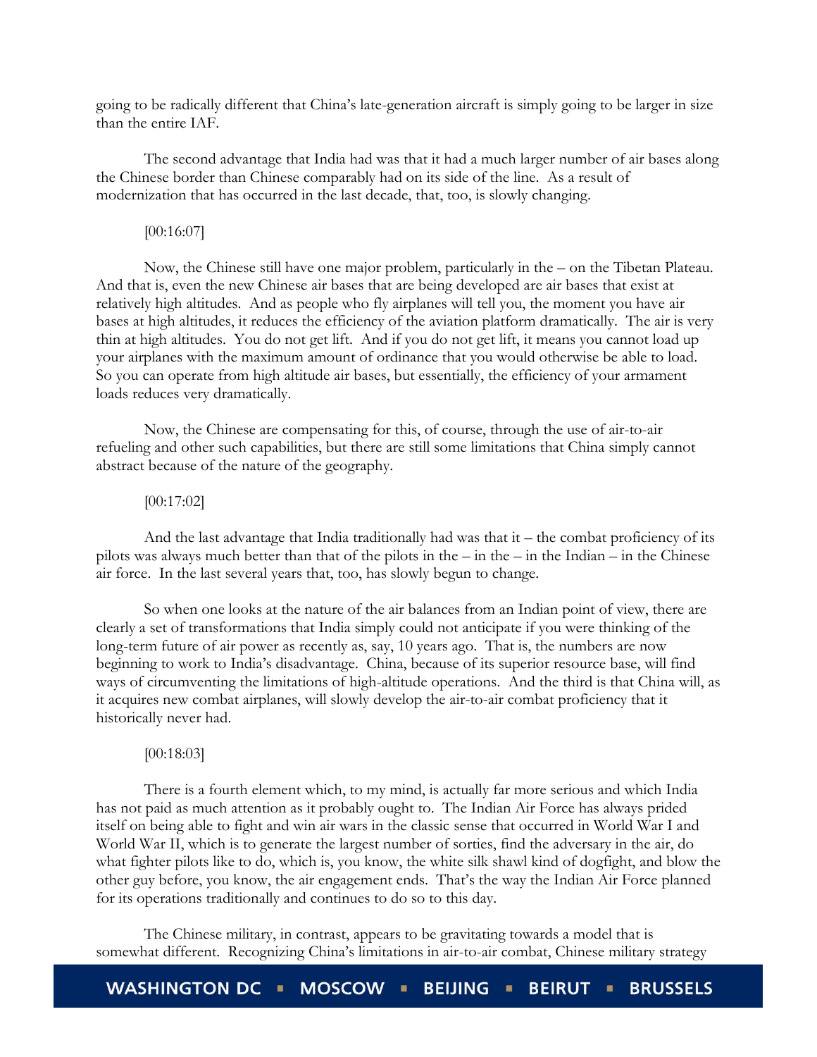going to be radically different that China's late-generation aircraft is simply going to be larger in size than the entire IAF.

The second advantage that India had was that it had a much larger number of air bases along the Chinese border than Chinese comparably had on its side of the line. As a result of modernization that has occurred in the last decade, that, too, is slowly changing.

[00:16:07]

Now, the Chinese still have one major problem, particularly in the – on the Tibetan Plateau. And that is, even the new Chinese air bases that are being developed are air bases that exist at relatively high altitudes. And as people who fly airplanes will tell you, the moment you have air bases at high altitudes, it reduces the efficiency of the aviation platform dramatically. The air is very thin at high altitudes. You do not get lift. And if you do not get lift, it means you cannot load up your airplanes with the maximum amount of ordinance that you would otherwise be able to load. So you can operate from high altitude air bases, but essentially, the efficiency of your armament loads reduces very dramatically.

Now, the Chinese are compensating for this, of course, through the use of air-to-air refueling and other such capabilities, but there are still some limitations that China simply cannot abstract because of the nature of the geography.

[00:17:02]

And the last advantage that India traditionally had was that it – the combat proficiency of its pilots was always much better than that of the pilots in the – in the – in the Indian – in the Chinese air force. In the last several years that, too, has slowly begun to change.

So when one looks at the nature of the air balances from an Indian point of view, there are clearly a set of transformations that India simply could not anticipate if you were thinking of the long-term future of air power as recently as, say, 10 years ago. That is, the numbers are now beginning to work to India's disadvantage. China, because of its superior resource base, will find ways of circumventing the limitations of high-altitude operations. And the third is that China will, as it acquires new combat airplanes, will slowly develop the air-to-air combat proficiency that it historically never had.

[00:18:03]

There is a fourth element which, to my mind, is actually far more serious and which India has not paid as much attention as it probably ought to. The Indian Air Force has always prided itself on being able to fight and win air wars in the classic sense that occurred in World War I and World War II, which is to generate the largest number of sorties, find the adversary in the air, do what fighter pilots like to do, which is, you know, the white silk shawl kind of dogfight, and blow the other guy before, you know, the air engagement ends. That's the way the Indian Air Force planned for its operations traditionally and continues to do so to this day.

The Chinese military, in contrast, appears to be gravitating towards a model that is somewhat different. Recognizing China's limitations in air-to-air combat, Chinese military strategy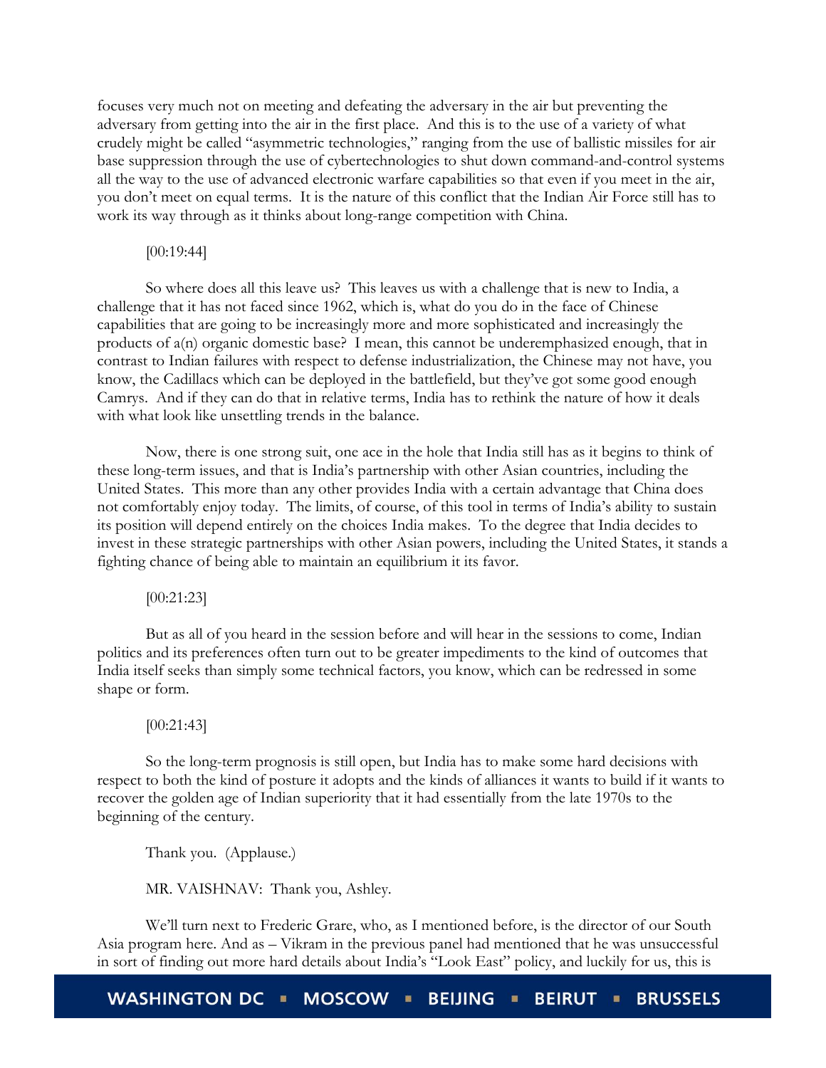focuses very much not on meeting and defeating the adversary in the air but preventing the adversary from getting into the air in the first place. And this is to the use of a variety of what crudely might be called "asymmetric technologies," ranging from the use of ballistic missiles for air base suppression through the use of cybertechnologies to shut down command-and-control systems all the way to the use of advanced electronic warfare capabilities so that even if you meet in the air, you don't meet on equal terms. It is the nature of this conflict that the Indian Air Force still has to work its way through as it thinks about long-range competition with China.

[00:19:44]

So where does all this leave us? This leaves us with a challenge that is new to India, a challenge that it has not faced since 1962, which is, what do you do in the face of Chinese capabilities that are going to be increasingly more and more sophisticated and increasingly the products of a(n) organic domestic base? I mean, this cannot be underemphasized enough, that in contrast to Indian failures with respect to defense industrialization, the Chinese may not have, you know, the Cadillacs which can be deployed in the battlefield, but they've got some good enough Camrys. And if they can do that in relative terms, India has to rethink the nature of how it deals with what look like unsettling trends in the balance.

Now, there is one strong suit, one ace in the hole that India still has as it begins to think of these long-term issues, and that is India's partnership with other Asian countries, including the United States. This more than any other provides India with a certain advantage that China does not comfortably enjoy today. The limits, of course, of this tool in terms of India's ability to sustain its position will depend entirely on the choices India makes. To the degree that India decides to invest in these strategic partnerships with other Asian powers, including the United States, it stands a fighting chance of being able to maintain an equilibrium it its favor.

[00:21:23]

But as all of you heard in the session before and will hear in the sessions to come, Indian politics and its preferences often turn out to be greater impediments to the kind of outcomes that India itself seeks than simply some technical factors, you know, which can be redressed in some shape or form.

[00:21:43]

So the long-term prognosis is still open, but India has to make some hard decisions with respect to both the kind of posture it adopts and the kinds of alliances it wants to build if it wants to recover the golden age of Indian superiority that it had essentially from the late 1970s to the beginning of the century.

Thank you. (Applause.)

MR. VAISHNAV: Thank you, Ashley.

We'll turn next to Frederic Grare, who, as I mentioned before, is the director of our South Asia program here. And as – Vikram in the previous panel had mentioned that he was unsuccessful in sort of finding out more hard details about India's "Look East" policy, and luckily for us, this is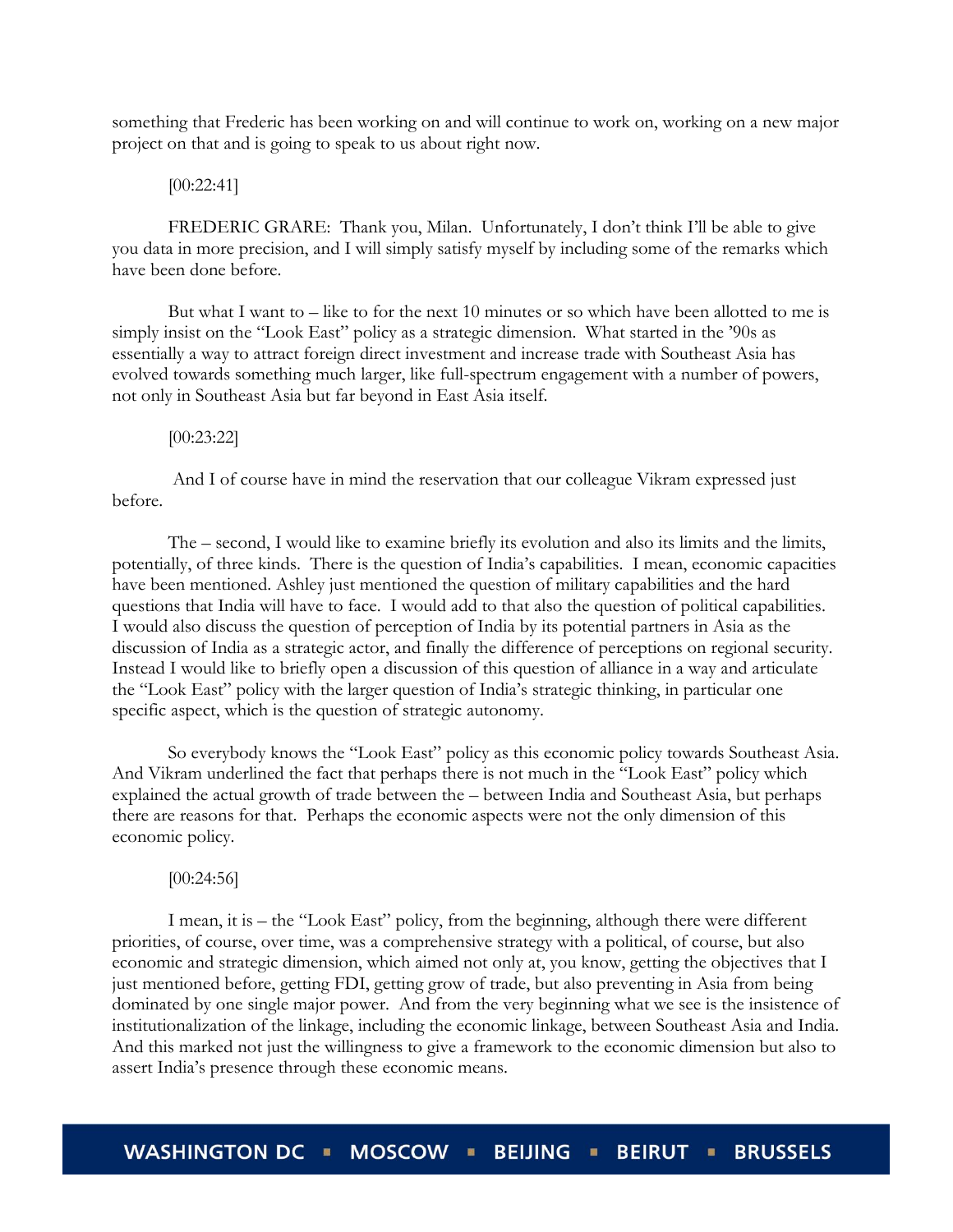something that Frederic has been working on and will continue to work on, working on a new major project on that and is going to speak to us about right now.

[00:22:41]

FREDERIC GRARE: Thank you, Milan. Unfortunately, I don't think I'll be able to give you data in more precision, and I will simply satisfy myself by including some of the remarks which have been done before.

But what I want to – like to for the next 10 minutes or so which have been allotted to me is simply insist on the "Look East" policy as a strategic dimension. What started in the '90s as essentially a way to attract foreign direct investment and increase trade with Southeast Asia has evolved towards something much larger, like full-spectrum engagement with a number of powers, not only in Southeast Asia but far beyond in East Asia itself.

[00:23:22]

And I of course have in mind the reservation that our colleague Vikram expressed just before.

The – second, I would like to examine briefly its evolution and also its limits and the limits, potentially, of three kinds. There is the question of India's capabilities. I mean, economic capacities have been mentioned. Ashley just mentioned the question of military capabilities and the hard questions that India will have to face. I would add to that also the question of political capabilities. I would also discuss the question of perception of India by its potential partners in Asia as the discussion of India as a strategic actor, and finally the difference of perceptions on regional security. Instead I would like to briefly open a discussion of this question of alliance in a way and articulate the "Look East" policy with the larger question of India's strategic thinking, in particular one specific aspect, which is the question of strategic autonomy.

So everybody knows the "Look East" policy as this economic policy towards Southeast Asia. And Vikram underlined the fact that perhaps there is not much in the "Look East" policy which explained the actual growth of trade between the – between India and Southeast Asia, but perhaps there are reasons for that. Perhaps the economic aspects were not the only dimension of this economic policy.

[00:24:56]

I mean, it is – the "Look East" policy, from the beginning, although there were different priorities, of course, over time, was a comprehensive strategy with a political, of course, but also economic and strategic dimension, which aimed not only at, you know, getting the objectives that I just mentioned before, getting FDI, getting grow of trade, but also preventing in Asia from being dominated by one single major power. And from the very beginning what we see is the insistence of institutionalization of the linkage, including the economic linkage, between Southeast Asia and India. And this marked not just the willingness to give a framework to the economic dimension but also to assert India's presence through these economic means.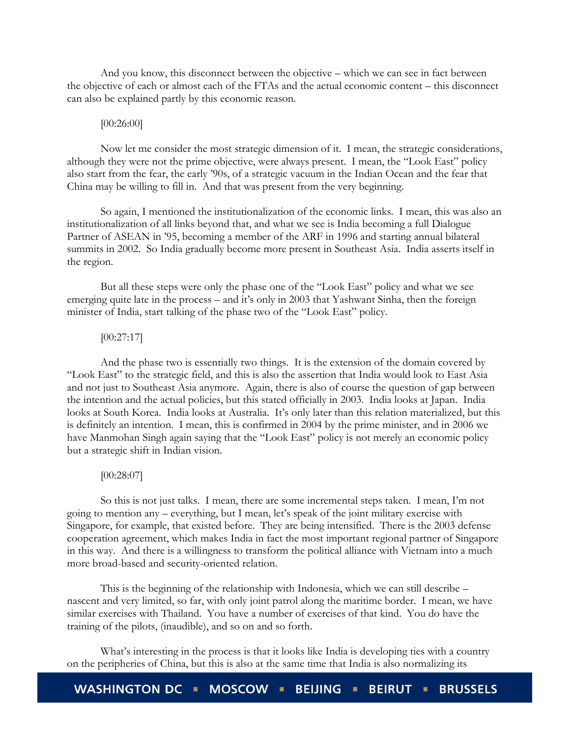And you know, this disconnect between the objective – which we can see in fact between the objective of each or almost each of the FTAs and the actual economic content – this disconnect can also be explained partly by this economic reason.

[00:26:00]

Now let me consider the most strategic dimension of it. I mean, the strategic considerations, although they were not the prime objective, were always present. I mean, the "Look East" policy also start from the fear, the early '90s, of a strategic vacuum in the Indian Ocean and the fear that China may be willing to fill in. And that was present from the very beginning.

So again, I mentioned the institutionalization of the economic links. I mean, this was also an institutionalization of all links beyond that, and what we see is India becoming a full Dialogue Partner of ASEAN in '95, becoming a member of the ARF in 1996 and starting annual bilateral summits in 2002. So India gradually become more present in Southeast Asia. India asserts itself in the region.

But all these steps were only the phase one of the "Look East" policy and what we see emerging quite late in the process – and it's only in 2003 that Yashwant Sinha, then the foreign minister of India, start talking of the phase two of the "Look East" policy.

[00:27:17]

And the phase two is essentially two things. It is the extension of the domain covered by "Look East" to the strategic field, and this is also the assertion that India would look to East Asia and not just to Southeast Asia anymore. Again, there is also of course the question of gap between the intention and the actual policies, but this stated officially in 2003. India looks at Japan. India looks at South Korea. India looks at Australia. It's only later than this relation materialized, but this is definitely an intention. I mean, this is confirmed in 2004 by the prime minister, and in 2006 we have Manmohan Singh again saying that the "Look East" policy is not merely an economic policy but a strategic shift in Indian vision.

[00:28:07]

So this is not just talks. I mean, there are some incremental steps taken. I mean, I'm not going to mention any – everything, but I mean, let's speak of the joint military exercise with Singapore, for example, that existed before. They are being intensified. There is the 2003 defense cooperation agreement, which makes India in fact the most important regional partner of Singapore in this way. And there is a willingness to transform the political alliance with Vietnam into a much more broad-based and security-oriented relation.

This is the beginning of the relationship with Indonesia, which we can still describe – nascent and very limited, so far, with only joint patrol along the maritime border. I mean, we have similar exercises with Thailand. You have a number of exercises of that kind. You do have the training of the pilots, (inaudible), and so on and so forth.

What's interesting in the process is that it looks like India is developing ties with a country on the peripheries of China, but this is also at the same time that India is also normalizing its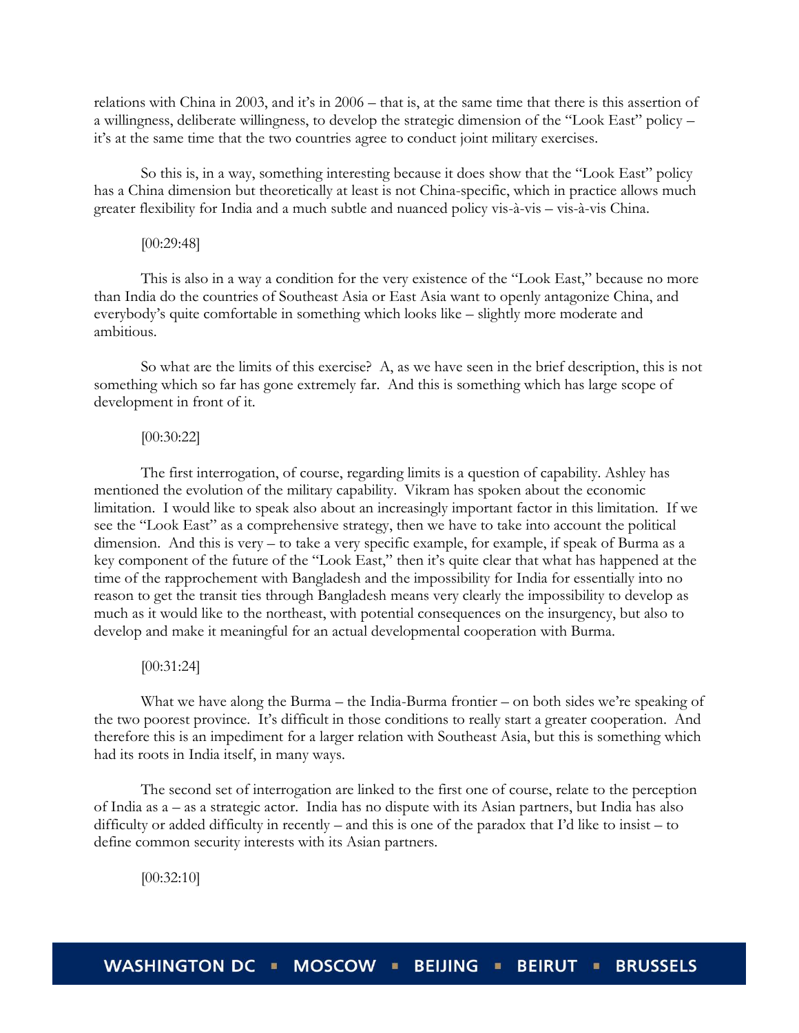relations with China in 2003, and it's in 2006 – that is, at the same time that there is this assertion of a willingness, deliberate willingness, to develop the strategic dimension of the "Look East" policy – it's at the same time that the two countries agree to conduct joint military exercises.

So this is, in a way, something interesting because it does show that the "Look East" policy has a China dimension but theoretically at least is not China-specific, which in practice allows much greater flexibility for India and a much subtle and nuanced policy vis-à-vis – vis-à-vis China.

[00:29:48]

This is also in a way a condition for the very existence of the "Look East," because no more than India do the countries of Southeast Asia or East Asia want to openly antagonize China, and everybody's quite comfortable in something which looks like – slightly more moderate and ambitious.

So what are the limits of this exercise? A, as we have seen in the brief description, this is not something which so far has gone extremely far. And this is something which has large scope of development in front of it.

[00:30:22]

The first interrogation, of course, regarding limits is a question of capability. Ashley has mentioned the evolution of the military capability. Vikram has spoken about the economic limitation. I would like to speak also about an increasingly important factor in this limitation. If we see the "Look East" as a comprehensive strategy, then we have to take into account the political dimension. And this is very – to take a very specific example, for example, if speak of Burma as a key component of the future of the "Look East," then it's quite clear that what has happened at the time of the rapprochement with Bangladesh and the impossibility for India for essentially into no reason to get the transit ties through Bangladesh means very clearly the impossibility to develop as much as it would like to the northeast, with potential consequences on the insurgency, but also to develop and make it meaningful for an actual developmental cooperation with Burma.

[00:31:24]

What we have along the Burma – the India-Burma frontier – on both sides we're speaking of the two poorest province. It's difficult in those conditions to really start a greater cooperation. And therefore this is an impediment for a larger relation with Southeast Asia, but this is something which had its roots in India itself, in many ways.

The second set of interrogation are linked to the first one of course, relate to the perception of India as a – as a strategic actor. India has no dispute with its Asian partners, but India has also difficulty or added difficulty in recently – and this is one of the paradox that I'd like to insist – to define common security interests with its Asian partners.

[00:32:10]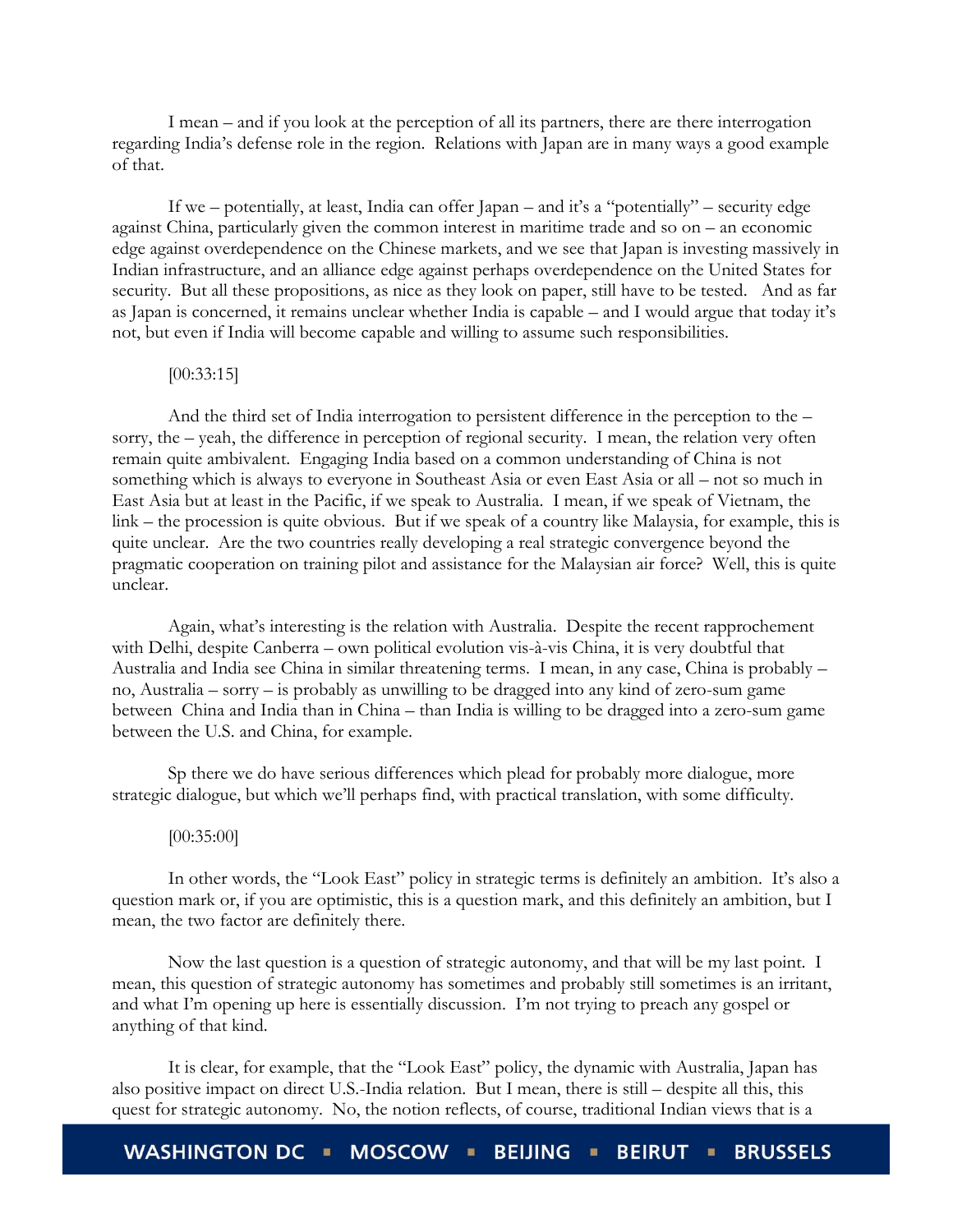I mean – and if you look at the perception of all its partners, there are there interrogation regarding India's defense role in the region. Relations with Japan are in many ways a good example of that.

If we – potentially, at least, India can offer Japan – and it's a "potentially" – security edge against China, particularly given the common interest in maritime trade and so on – an economic edge against overdependence on the Chinese markets, and we see that Japan is investing massively in Indian infrastructure, and an alliance edge against perhaps overdependence on the United States for security. But all these propositions, as nice as they look on paper, still have to be tested. And as far as Japan is concerned, it remains unclear whether India is capable – and I would argue that today it's not, but even if India will become capable and willing to assume such responsibilities.

[00:33:15]

And the third set of India interrogation to persistent difference in the perception to the – sorry, the – yeah, the difference in perception of regional security. I mean, the relation very often remain quite ambivalent. Engaging India based on a common understanding of China is not something which is always to everyone in Southeast Asia or even East Asia or all – not so much in East Asia but at least in the Pacific, if we speak to Australia. I mean, if we speak of Vietnam, the link – the procession is quite obvious. But if we speak of a country like Malaysia, for example, this is quite unclear. Are the two countries really developing a real strategic convergence beyond the pragmatic cooperation on training pilot and assistance for the Malaysian air force? Well, this is quite unclear.

Again, what's interesting is the relation with Australia. Despite the recent rapprochement with Delhi, despite Canberra – own political evolution vis-à-vis China, it is very doubtful that Australia and India see China in similar threatening terms. I mean, in any case, China is probably – no, Australia – sorry – is probably as unwilling to be dragged into any kind of zero-sum game between China and India than in China – than India is willing to be dragged into a zero-sum game between the U.S. and China, for example.

Sp there we do have serious differences which plead for probably more dialogue, more strategic dialogue, but which we'll perhaps find, with practical translation, with some difficulty.

[00:35:00]

In other words, the "Look East" policy in strategic terms is definitely an ambition. It's also a question mark or, if you are optimistic, this is a question mark, and this definitely an ambition, but I mean, the two factor are definitely there.

Now the last question is a question of strategic autonomy, and that will be my last point. I mean, this question of strategic autonomy has sometimes and probably still sometimes is an irritant, and what I'm opening up here is essentially discussion. I'm not trying to preach any gospel or anything of that kind.

It is clear, for example, that the "Look East" policy, the dynamic with Australia, Japan has also positive impact on direct U.S.-India relation. But I mean, there is still – despite all this, this quest for strategic autonomy. No, the notion reflects, of course, traditional Indian views that is a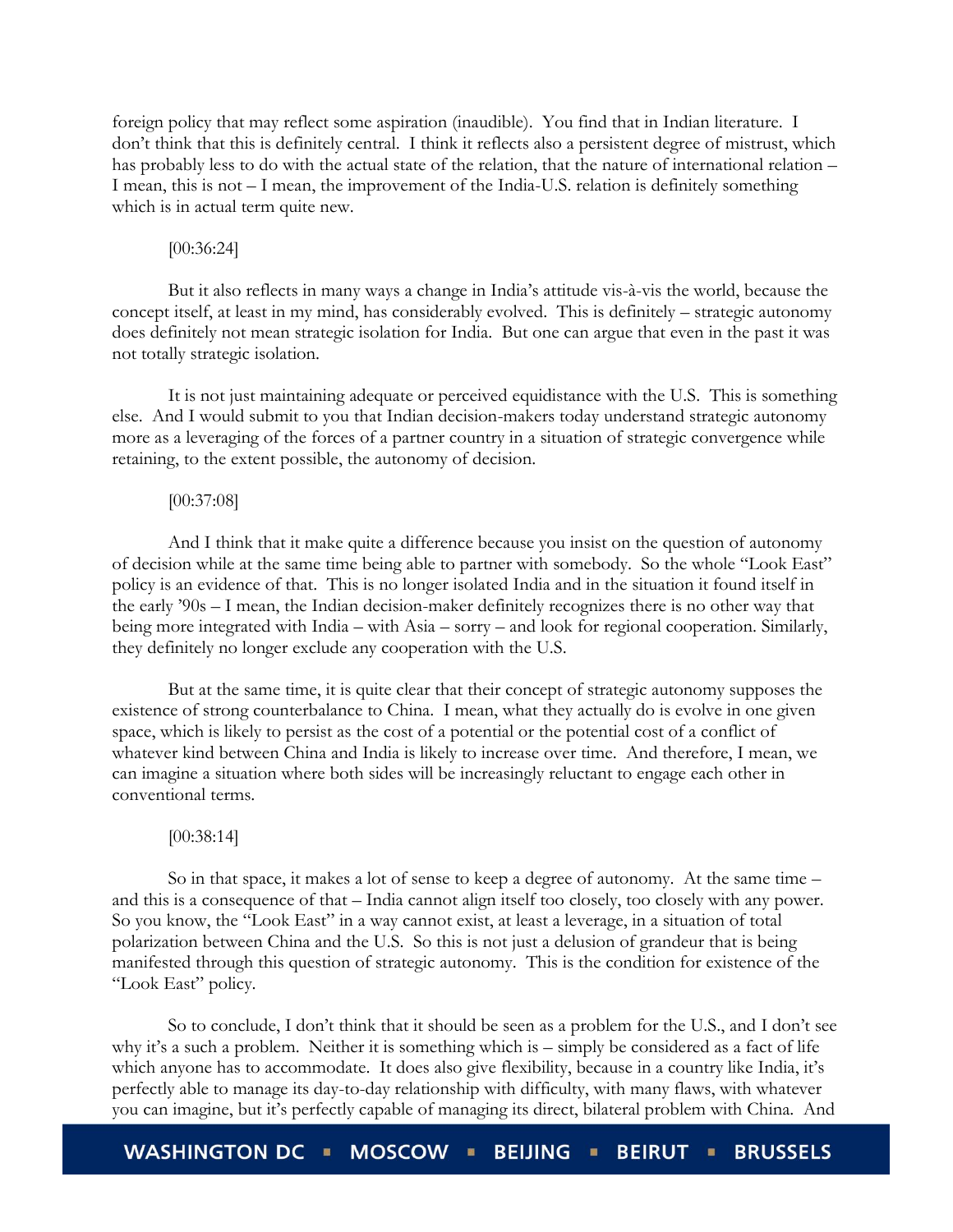foreign policy that may reflect some aspiration (inaudible). You find that in Indian literature. I don't think that this is definitely central. I think it reflects also a persistent degree of mistrust, which has probably less to do with the actual state of the relation, that the nature of international relation – I mean, this is not – I mean, the improvement of the India-U.S. relation is definitely something which is in actual term quite new.

[00:36:24]

But it also reflects in many ways a change in India's attitude vis-à-vis the world, because the concept itself, at least in my mind, has considerably evolved. This is definitely – strategic autonomy does definitely not mean strategic isolation for India. But one can argue that even in the past it was not totally strategic isolation.

It is not just maintaining adequate or perceived equidistance with the U.S. This is something else. And I would submit to you that Indian decision-makers today understand strategic autonomy more as a leveraging of the forces of a partner country in a situation of strategic convergence while retaining, to the extent possible, the autonomy of decision.

[00:37:08]

And I think that it make quite a difference because you insist on the question of autonomy of decision while at the same time being able to partner with somebody. So the whole "Look East" policy is an evidence of that. This is no longer isolated India and in the situation it found itself in the early '90s – I mean, the Indian decision-maker definitely recognizes there is no other way that being more integrated with India – with Asia – sorry – and look for regional cooperation. Similarly, they definitely no longer exclude any cooperation with the U.S.

But at the same time, it is quite clear that their concept of strategic autonomy supposes the existence of strong counterbalance to China. I mean, what they actually do is evolve in one given space, which is likely to persist as the cost of a potential or the potential cost of a conflict of whatever kind between China and India is likely to increase over time. And therefore, I mean, we can imagine a situation where both sides will be increasingly reluctant to engage each other in conventional terms.

[00:38:14]

So in that space, it makes a lot of sense to keep a degree of autonomy. At the same time – and this is a consequence of that – India cannot align itself too closely, too closely with any power. So you know, the "Look East" in a way cannot exist, at least a leverage, in a situation of total polarization between China and the U.S. So this is not just a delusion of grandeur that is being manifested through this question of strategic autonomy. This is the condition for existence of the "Look East" policy.

So to conclude, I don't think that it should be seen as a problem for the U.S., and I don't see why it's a such a problem. Neither it is something which is – simply be considered as a fact of life which anyone has to accommodate. It does also give flexibility, because in a country like India, it's perfectly able to manage its day-to-day relationship with difficulty, with many flaws, with whatever you can imagine, but it's perfectly capable of managing its direct, bilateral problem with China. And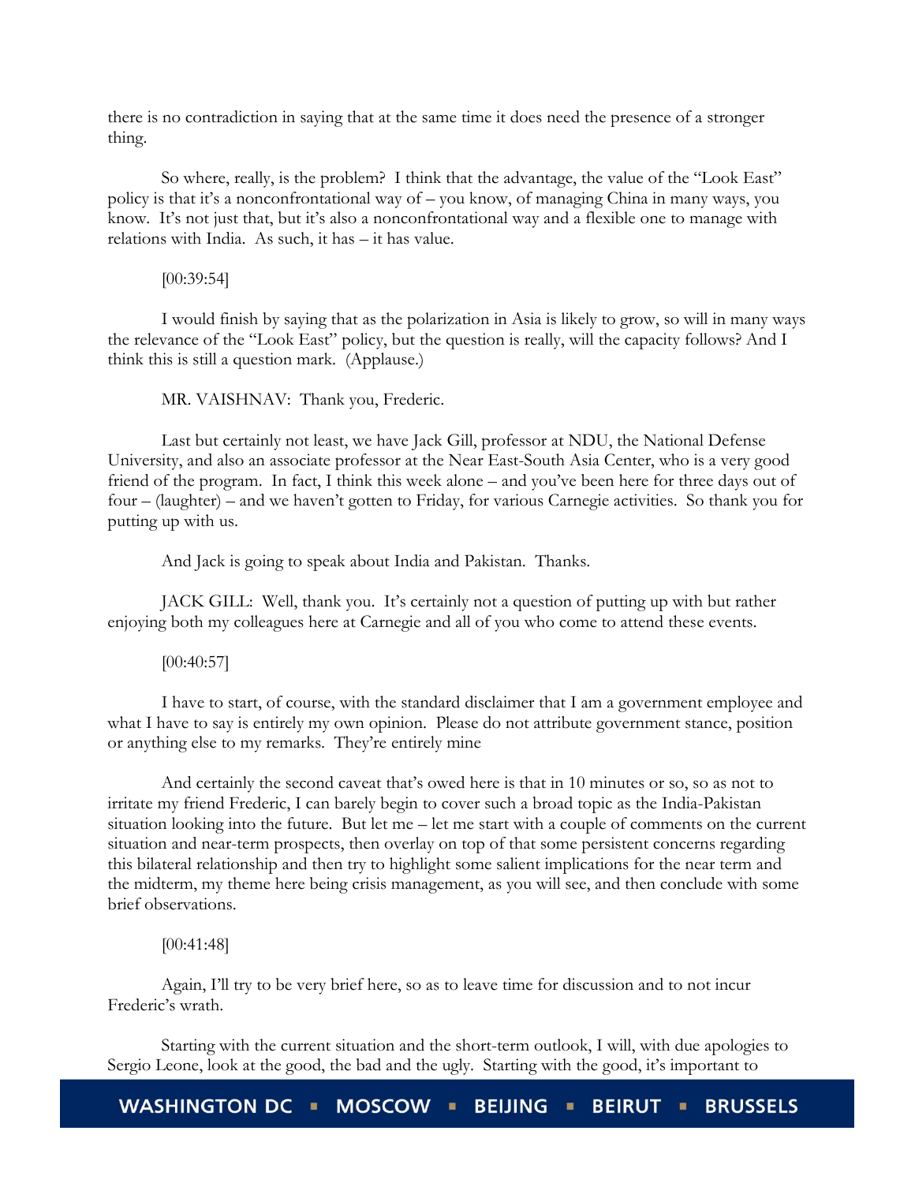there is no contradiction in saying that at the same time it does need the presence of a stronger thing.

So where, really, is the problem? I think that the advantage, the value of the "Look East" policy is that it's a nonconfrontational way of – you know, of managing China in many ways, you know. It's not just that, but it's also a nonconfrontational way and a flexible one to manage with relations with India. As such, it has – it has value.

[00:39:54]

I would finish by saying that as the polarization in Asia is likely to grow, so will in many ways the relevance of the "Look East" policy, but the question is really, will the capacity follows? And I think this is still a question mark. (Applause.)

MR. VAISHNAV: Thank you, Frederic.

Last but certainly not least, we have Jack Gill, professor at NDU, the National Defense University, and also an associate professor at the Near East-South Asia Center, who is a very good friend of the program. In fact, I think this week alone – and you've been here for three days out of four – (laughter) – and we haven't gotten to Friday, for various Carnegie activities. So thank you for putting up with us.

And Jack is going to speak about India and Pakistan. Thanks.

JACK GILL: Well, thank you. It's certainly not a question of putting up with but rather enjoying both my colleagues here at Carnegie and all of you who come to attend these events.

[00:40:57]

I have to start, of course, with the standard disclaimer that I am a government employee and what I have to say is entirely my own opinion. Please do not attribute government stance, position or anything else to my remarks. They're entirely mine

And certainly the second caveat that's owed here is that in 10 minutes or so, so as not to irritate my friend Frederic, I can barely begin to cover such a broad topic as the India-Pakistan situation looking into the future. But let me – let me start with a couple of comments on the current situation and near-term prospects, then overlay on top of that some persistent concerns regarding this bilateral relationship and then try to highlight some salient implications for the near term and the midterm, my theme here being crisis management, as you will see, and then conclude with some brief observations.

[00:41:48]

Again, I'll try to be very brief here, so as to leave time for discussion and to not incur Frederic's wrath.

Starting with the current situation and the short-term outlook, I will, with due apologies to Sergio Leone, look at the good, the bad and the ugly. Starting with the good, it's important to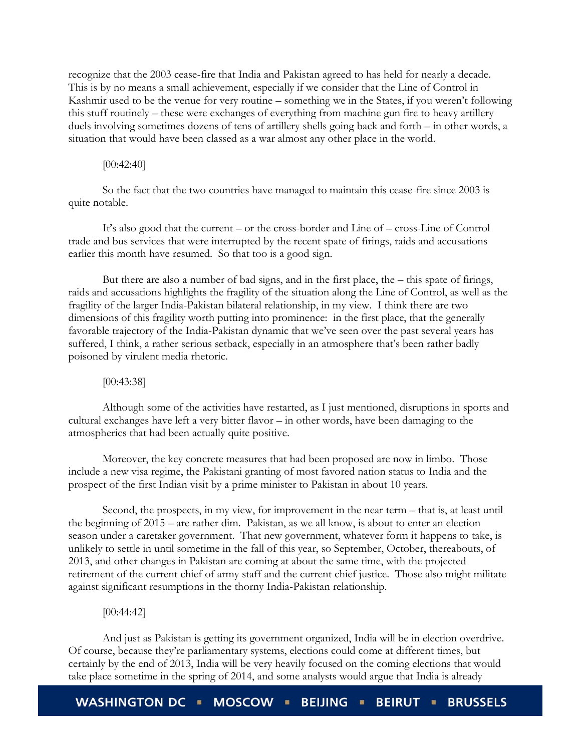recognize that the 2003 cease-fire that India and Pakistan agreed to has held for nearly a decade. This is by no means a small achievement, especially if we consider that the Line of Control in Kashmir used to be the venue for very routine – something we in the States, if you weren't following this stuff routinely – these were exchanges of everything from machine gun fire to heavy artillery duels involving sometimes dozens of tens of artillery shells going back and forth – in other words, a situation that would have been classed as a war almost any other place in the world.

[00:42:40]

So the fact that the two countries have managed to maintain this cease-fire since 2003 is quite notable.

It's also good that the current – or the cross-border and Line of – cross-Line of Control trade and bus services that were interrupted by the recent spate of firings, raids and accusations earlier this month have resumed. So that too is a good sign.

But there are also a number of bad signs, and in the first place, the – this spate of firings, raids and accusations highlights the fragility of the situation along the Line of Control, as well as the fragility of the larger India-Pakistan bilateral relationship, in my view. I think there are two dimensions of this fragility worth putting into prominence: in the first place, that the generally favorable trajectory of the India-Pakistan dynamic that we've seen over the past several years has suffered, I think, a rather serious setback, especially in an atmosphere that's been rather badly poisoned by virulent media rhetoric.

[00:43:38]

Although some of the activities have restarted, as I just mentioned, disruptions in sports and cultural exchanges have left a very bitter flavor – in other words, have been damaging to the atmospherics that had been actually quite positive.

Moreover, the key concrete measures that had been proposed are now in limbo. Those include a new visa regime, the Pakistani granting of most favored nation status to India and the prospect of the first Indian visit by a prime minister to Pakistan in about 10 years.

Second, the prospects, in my view, for improvement in the near term – that is, at least until the beginning of 2015 – are rather dim. Pakistan, as we all know, is about to enter an election season under a caretaker government. That new government, whatever form it happens to take, is unlikely to settle in until sometime in the fall of this year, so September, October, thereabouts, of 2013, and other changes in Pakistan are coming at about the same time, with the projected retirement of the current chief of army staff and the current chief justice. Those also might militate against significant resumptions in the thorny India-Pakistan relationship.

[00:44:42]

And just as Pakistan is getting its government organized, India will be in election overdrive. Of course, because they're parliamentary systems, elections could come at different times, but certainly by the end of 2013, India will be very heavily focused on the coming elections that would take place sometime in the spring of 2014, and some analysts would argue that India is already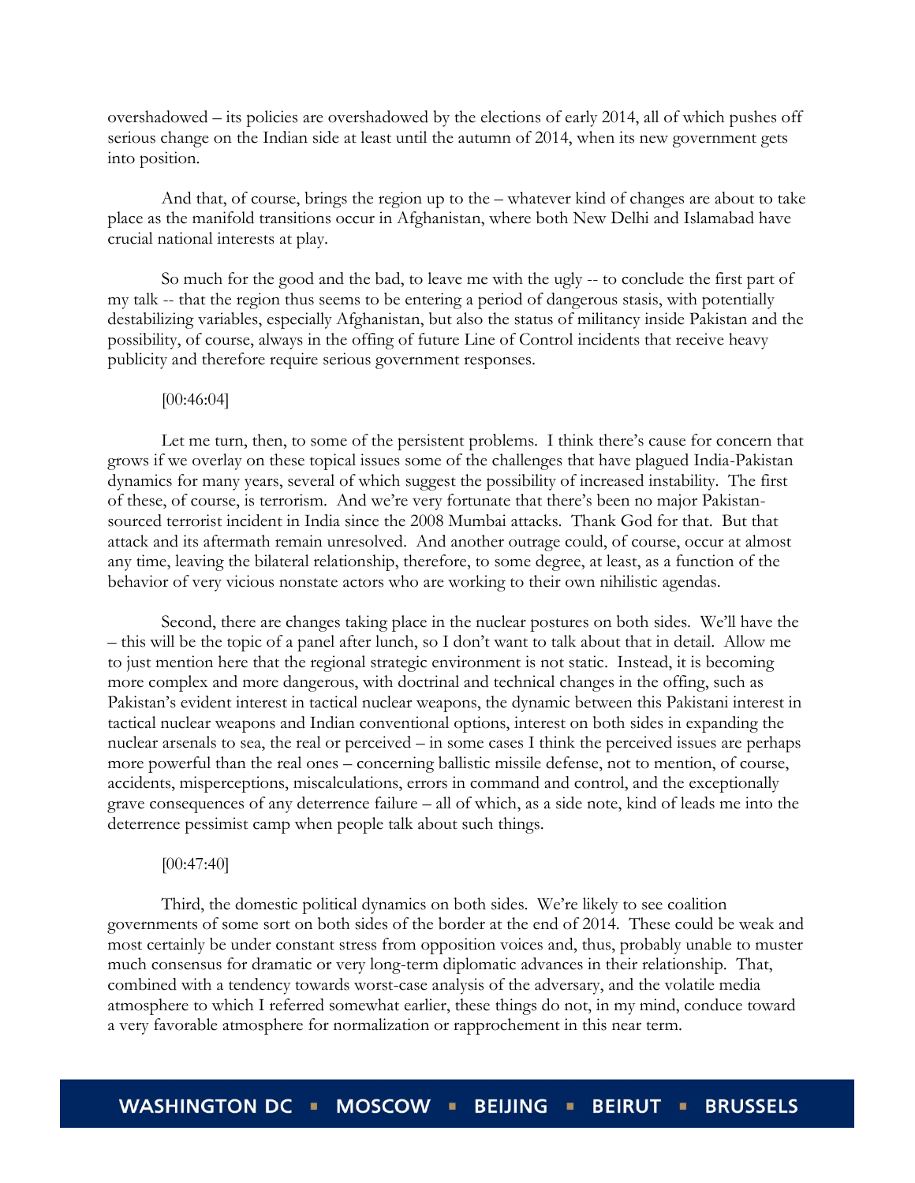overshadowed – its policies are overshadowed by the elections of early 2014, all of which pushes off serious change on the Indian side at least until the autumn of 2014, when its new government gets into position.

And that, of course, brings the region up to the – whatever kind of changes are about to take place as the manifold transitions occur in Afghanistan, where both New Delhi and Islamabad have crucial national interests at play.

So much for the good and the bad, to leave me with the ugly -- to conclude the first part of my talk -- that the region thus seems to be entering a period of dangerous stasis, with potentially destabilizing variables, especially Afghanistan, but also the status of militancy inside Pakistan and the possibility, of course, always in the offing of future Line of Control incidents that receive heavy publicity and therefore require serious government responses.

[00:46:04]

Let me turn, then, to some of the persistent problems. I think there's cause for concern that grows if we overlay on these topical issues some of the challenges that have plagued India-Pakistan dynamics for many years, several of which suggest the possibility of increased instability. The first of these, of course, is terrorism. And we're very fortunate that there's been no major Pakistan-sourced terrorist incident in India since the 2008 Mumbai attacks. Thank God for that. But that attack and its aftermath remain unresolved. And another outrage could, of course, occur at almost any time, leaving the bilateral relationship, therefore, to some degree, at least, as a function of the behavior of very vicious nonstate actors who are working to their own nihilistic agendas.

Second, there are changes taking place in the nuclear postures on both sides. We'll have the – this will be the topic of a panel after lunch, so I don't want to talk about that in detail. Allow me to just mention here that the regional strategic environment is not static. Instead, it is becoming more complex and more dangerous, with doctrinal and technical changes in the offing, such as Pakistan's evident interest in tactical nuclear weapons, the dynamic between this Pakistani interest in tactical nuclear weapons and Indian conventional options, interest on both sides in expanding the nuclear arsenals to sea, the real or perceived – in some cases I think the perceived issues are perhaps more powerful than the real ones – concerning ballistic missile defense, not to mention, of course, accidents, misperceptions, miscalculations, errors in command and control, and the exceptionally grave consequences of any deterrence failure – all of which, as a side note, kind of leads me into the deterrence pessimist camp when people talk about such things.

[00:47:40]

Third, the domestic political dynamics on both sides. We're likely to see coalition governments of some sort on both sides of the border at the end of 2014. These could be weak and most certainly be under constant stress from opposition voices and, thus, probably unable to muster much consensus for dramatic or very long-term diplomatic advances in their relationship. That, combined with a tendency towards worst-case analysis of the adversary, and the volatile media atmosphere to which I referred somewhat earlier, these things do not, in my mind, conduce toward a very favorable atmosphere for normalization or rapprochement in this near term.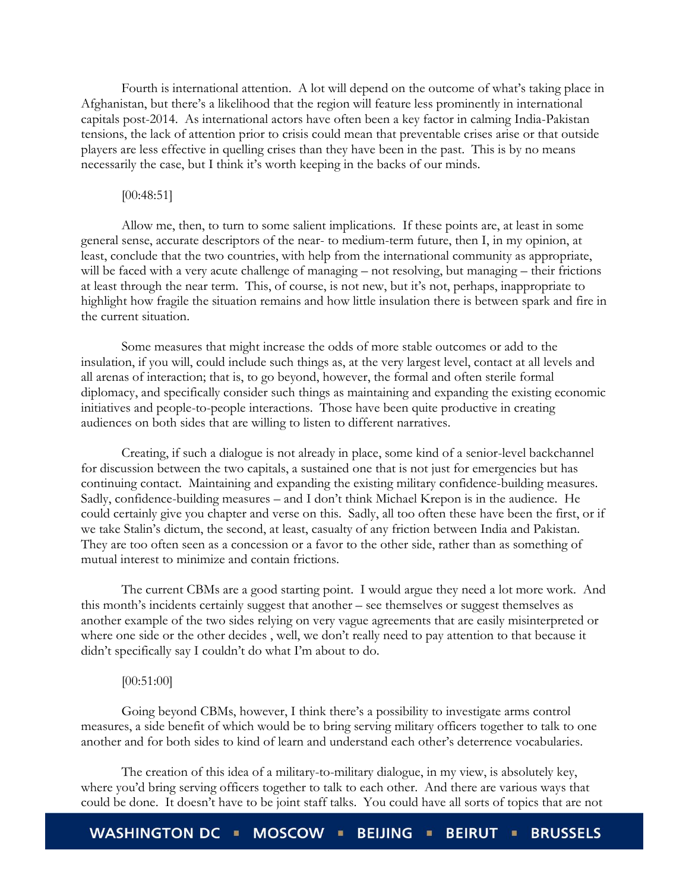Fourth is international attention. A lot will depend on the outcome of what's taking place in Afghanistan, but there's a likelihood that the region will feature less prominently in international capitals post-2014. As international actors have often been a key factor in calming India-Pakistan tensions, the lack of attention prior to crisis could mean that preventable crises arise or that outside players are less effective in quelling crises than they have been in the past. This is by no means necessarily the case, but I think it's worth keeping in the backs of our minds.

[00:48:51]

Allow me, then, to turn to some salient implications. If these points are, at least in some general sense, accurate descriptors of the near- to medium-term future, then I, in my opinion, at least, conclude that the two countries, with help from the international community as appropriate, will be faced with a very acute challenge of managing – not resolving, but managing – their frictions at least through the near term. This, of course, is not new, but it's not, perhaps, inappropriate to highlight how fragile the situation remains and how little insulation there is between spark and fire in the current situation.

Some measures that might increase the odds of more stable outcomes or add to the insulation, if you will, could include such things as, at the very largest level, contact at all levels and all arenas of interaction; that is, to go beyond, however, the formal and often sterile formal diplomacy, and specifically consider such things as maintaining and expanding the existing economic initiatives and people-to-people interactions. Those have been quite productive in creating audiences on both sides that are willing to listen to different narratives.

Creating, if such a dialogue is not already in place, some kind of a senior-level backchannel for discussion between the two capitals, a sustained one that is not just for emergencies but has continuing contact. Maintaining and expanding the existing military confidence-building measures. Sadly, confidence-building measures – and I don't think Michael Krepon is in the audience. He could certainly give you chapter and verse on this. Sadly, all too often these have been the first, or if we take Stalin's dictum, the second, at least, casualty of any friction between India and Pakistan. They are too often seen as a concession or a favor to the other side, rather than as something of mutual interest to minimize and contain frictions.

The current CBMs are a good starting point. I would argue they need a lot more work. And this month's incidents certainly suggest that another – see themselves or suggest themselves as another example of the two sides relying on very vague agreements that are easily misinterpreted or where one side or the other decides , well, we don't really need to pay attention to that because it didn't specifically say I couldn't do what I'm about to do.

[00:51:00]

Going beyond CBMs, however, I think there's a possibility to investigate arms control measures, a side benefit of which would be to bring serving military officers together to talk to one another and for both sides to kind of learn and understand each other's deterrence vocabularies.

The creation of this idea of a military-to-military dialogue, in my view, is absolutely key, where you'd bring serving officers together to talk to each other. And there are various ways that could be done. It doesn't have to be joint staff talks. You could have all sorts of topics that are not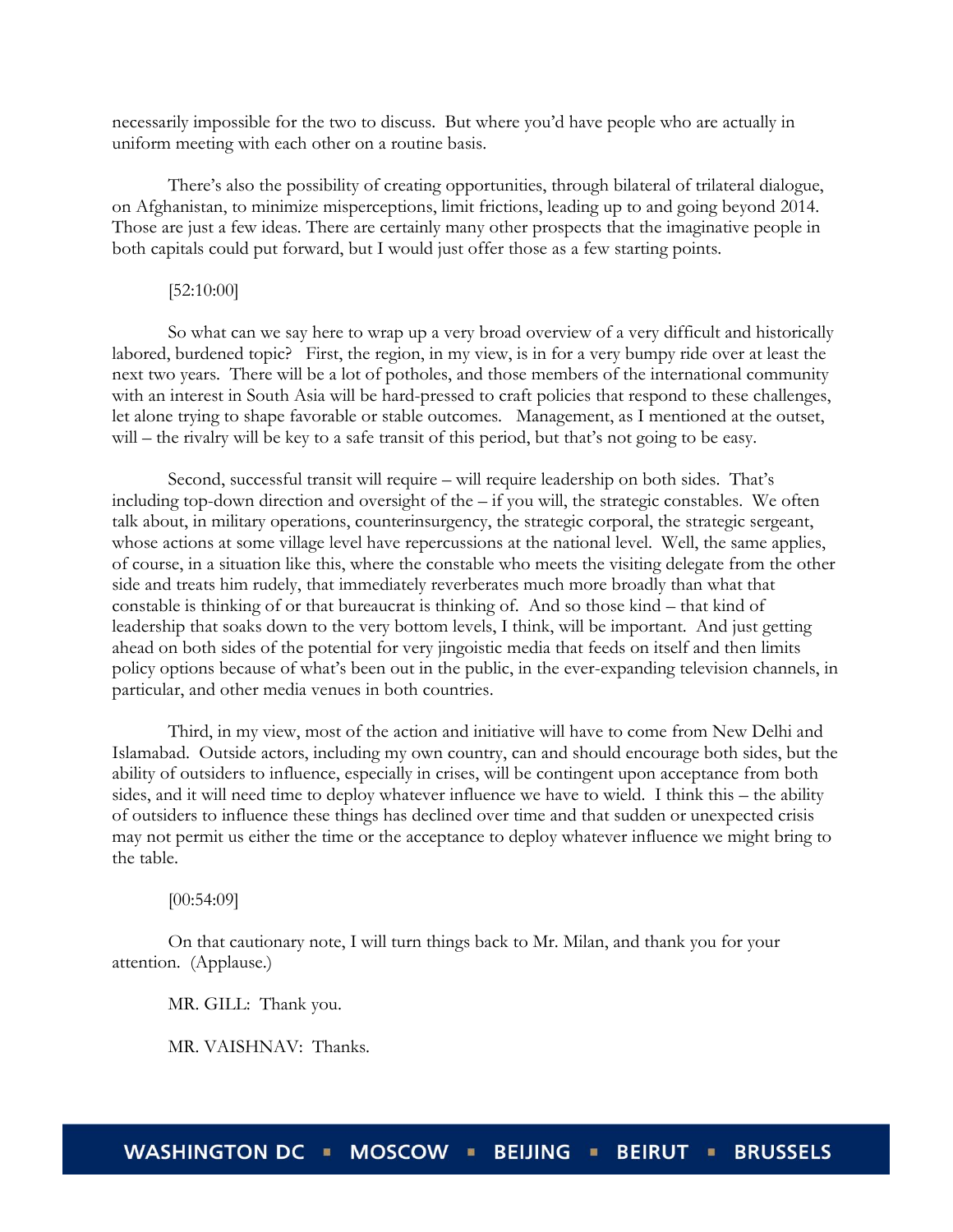necessarily impossible for the two to discuss. But where you'd have people who are actually in uniform meeting with each other on a routine basis.

There's also the possibility of creating opportunities, through bilateral of trilateral dialogue, on Afghanistan, to minimize misperceptions, limit frictions, leading up to and going beyond 2014. Those are just a few ideas. There are certainly many other prospects that the imaginative people in both capitals could put forward, but I would just offer those as a few starting points.

[52:10:00]

So what can we say here to wrap up a very broad overview of a very difficult and historically labored, burdened topic? First, the region, in my view, is in for a very bumpy ride over at least the next two years. There will be a lot of potholes, and those members of the international community with an interest in South Asia will be hard-pressed to craft policies that respond to these challenges, let alone trying to shape favorable or stable outcomes. Management, as I mentioned at the outset, will – the rivalry will be key to a safe transit of this period, but that's not going to be easy.

Second, successful transit will require – will require leadership on both sides. That's including top-down direction and oversight of the – if you will, the strategic constables. We often talk about, in military operations, counterinsurgency, the strategic corporal, the strategic sergeant, whose actions at some village level have repercussions at the national level. Well, the same applies, of course, in a situation like this, where the constable who meets the visiting delegate from the other side and treats him rudely, that immediately reverberates much more broadly than what that constable is thinking of or that bureaucrat is thinking of. And so those kind – that kind of leadership that soaks down to the very bottom levels, I think, will be important. And just getting ahead on both sides of the potential for very jingoistic media that feeds on itself and then limits policy options because of what's been out in the public, in the ever-expanding television channels, in particular, and other media venues in both countries.

Third, in my view, most of the action and initiative will have to come from New Delhi and Islamabad. Outside actors, including my own country, can and should encourage both sides, but the ability of outsiders to influence, especially in crises, will be contingent upon acceptance from both sides, and it will need time to deploy whatever influence we have to wield. I think this – the ability of outsiders to influence these things has declined over time and that sudden or unexpected crisis may not permit us either the time or the acceptance to deploy whatever influence we might bring to the table.

[00:54:09]

On that cautionary note, I will turn things back to Mr. Milan, and thank you for your attention. (Applause.)

MR. GILL: Thank you.

MR. VAISHNAV: Thanks.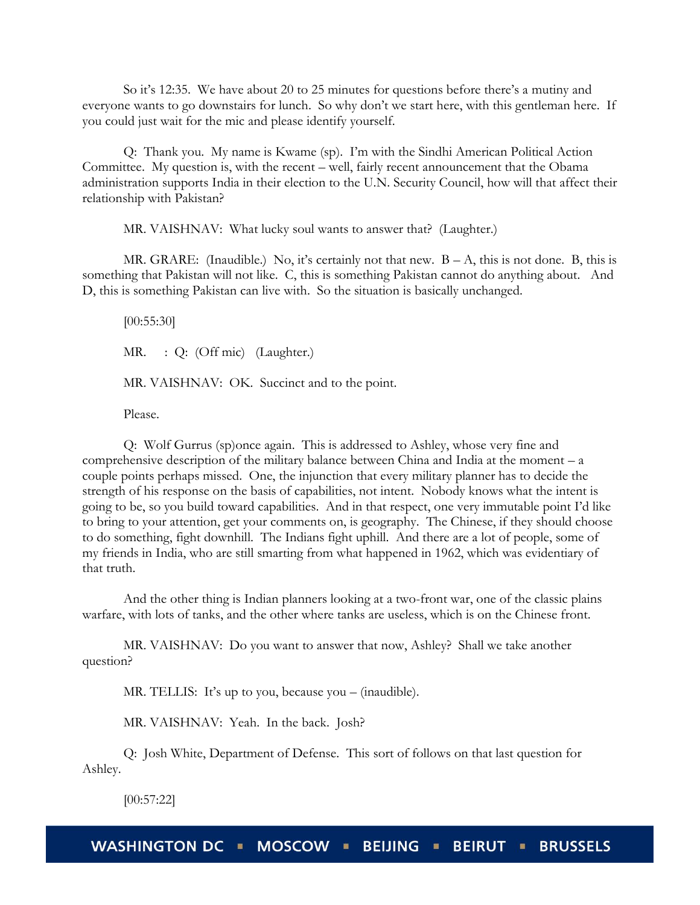So it's 12:35. We have about 20 to 25 minutes for questions before there's a mutiny and everyone wants to go downstairs for lunch. So why don't we start here, with this gentleman here. If you could just wait for the mic and please identify yourself.

Q: Thank you. My name is Kwame (sp). I'm with the Sindhi American Political Action Committee. My question is, with the recent – well, fairly recent announcement that the Obama administration supports India in their election to the U.N. Security Council, how will that affect their relationship with Pakistan?

MR. VAISHNAV: What lucky soul wants to answer that? (Laughter.)

MR. GRARE: (Inaudible.) No, it's certainly not that new. B – A, this is not done. B, this is something that Pakistan will not like. C, this is something Pakistan cannot do anything about. And D, this is something Pakistan can live with. So the situation is basically unchanged.

[00:55:30]

MR. : Q: (Off mic) (Laughter.)

MR. VAISHNAV: OK. Succinct and to the point.

Please.

Q: Wolf Gurrus (sp)once again. This is addressed to Ashley, whose very fine and comprehensive description of the military balance between China and India at the moment – a couple points perhaps missed. One, the injunction that every military planner has to decide the strength of his response on the basis of capabilities, not intent. Nobody knows what the intent is going to be, so you build toward capabilities. And in that respect, one very immutable point I'd like to bring to your attention, get your comments on, is geography. The Chinese, if they should choose to do something, fight downhill. The Indians fight uphill. And there are a lot of people, some of my friends in India, who are still smarting from what happened in 1962, which was evidentiary of that truth.

And the other thing is Indian planners looking at a two-front war, one of the classic plains warfare, with lots of tanks, and the other where tanks are useless, which is on the Chinese front.

MR. VAISHNAV: Do you want to answer that now, Ashley? Shall we take another question?

MR. TELLIS: It's up to you, because you – (inaudible).

MR. VAISHNAV: Yeah. In the back. Josh?

Q: Josh White, Department of Defense. This sort of follows on that last question for Ashley.

[00:57:22]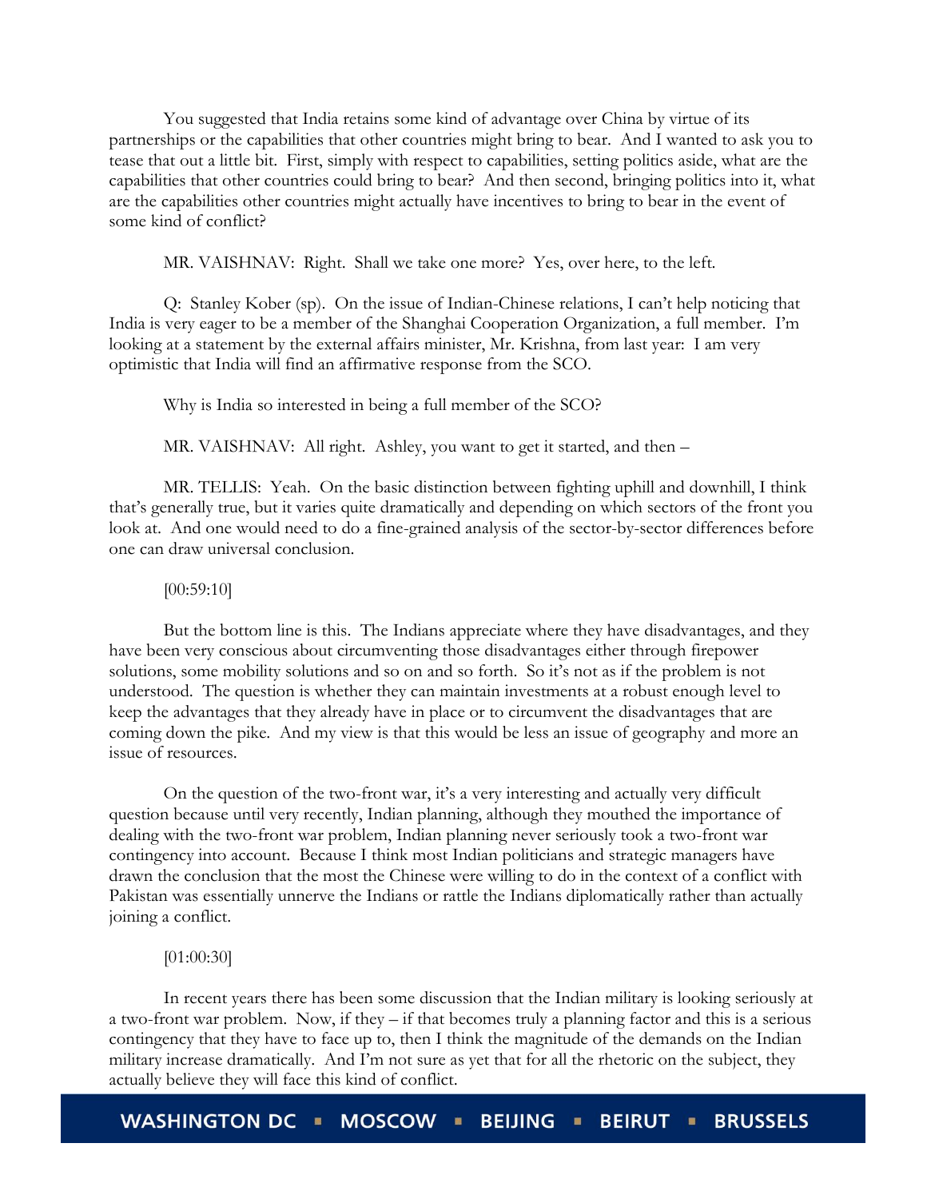You suggested that India retains some kind of advantage over China by virtue of its partnerships or the capabilities that other countries might bring to bear. And I wanted to ask you to tease that out a little bit. First, simply with respect to capabilities, setting politics aside, what are the capabilities that other countries could bring to bear? And then second, bringing politics into it, what are the capabilities other countries might actually have incentives to bring to bear in the event of some kind of conflict?

MR. VAISHNAV: Right. Shall we take one more? Yes, over here, to the left.

Q: Stanley Kober (sp). On the issue of Indian-Chinese relations, I can't help noticing that India is very eager to be a member of the Shanghai Cooperation Organization, a full member. I'm looking at a statement by the external affairs minister, Mr. Krishna, from last year: I am very optimistic that India will find an affirmative response from the SCO.

Why is India so interested in being a full member of the SCO?

MR. VAISHNAV: All right. Ashley, you want to get it started, and then –

MR. TELLIS: Yeah. On the basic distinction between fighting uphill and downhill, I think that's generally true, but it varies quite dramatically and depending on which sectors of the front you look at. And one would need to do a fine-grained analysis of the sector-by-sector differences before one can draw universal conclusion.

[00:59:10]

But the bottom line is this. The Indians appreciate where they have disadvantages, and they have been very conscious about circumventing those disadvantages either through firepower solutions, some mobility solutions and so on and so forth. So it's not as if the problem is not understood. The question is whether they can maintain investments at a robust enough level to keep the advantages that they already have in place or to circumvent the disadvantages that are coming down the pike. And my view is that this would be less an issue of geography and more an issue of resources.

On the question of the two-front war, it's a very interesting and actually very difficult question because until very recently, Indian planning, although they mouthed the importance of dealing with the two-front war problem, Indian planning never seriously took a two-front war contingency into account. Because I think most Indian politicians and strategic managers have drawn the conclusion that the most the Chinese were willing to do in the context of a conflict with Pakistan was essentially unnerve the Indians or rattle the Indians diplomatically rather than actually joining a conflict.

[01:00:30]

In recent years there has been some discussion that the Indian military is looking seriously at a two-front war problem. Now, if they – if that becomes truly a planning factor and this is a serious contingency that they have to face up to, then I think the magnitude of the demands on the Indian military increase dramatically. And I'm not sure as yet that for all the rhetoric on the subject, they actually believe they will face this kind of conflict.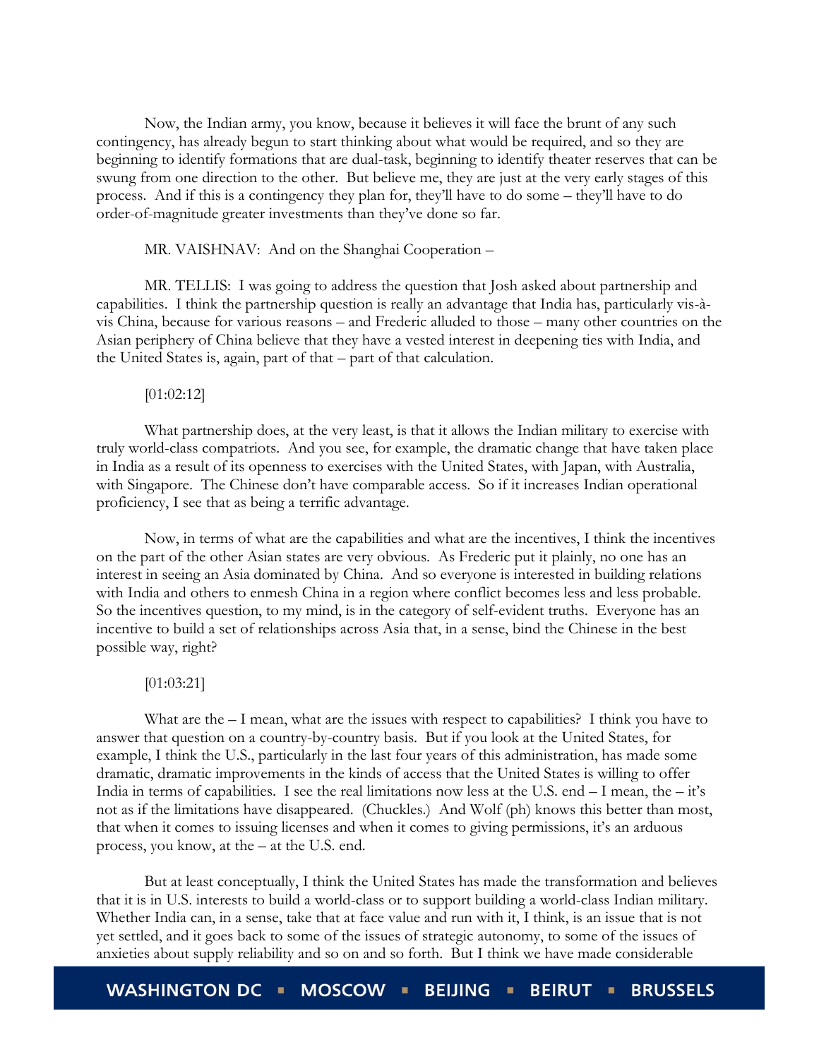Now, the Indian army, you know, because it believes it will face the brunt of any such contingency, has already begun to start thinking about what would be required, and so they are beginning to identify formations that are dual-task, beginning to identify theater reserves that can be swung from one direction to the other. But believe me, they are just at the very early stages of this process. And if this is a contingency they plan for, they'll have to do some – they'll have to do order-of-magnitude greater investments than they've done so far.

MR. VAISHNAV: And on the Shanghai Cooperation –

MR. TELLIS: I was going to address the question that Josh asked about partnership and capabilities. I think the partnership question is really an advantage that India has, particularly vis-à-vis China, because for various reasons – and Frederic alluded to those – many other countries on the Asian periphery of China believe that they have a vested interest in deepening ties with India, and the United States is, again, part of that – part of that calculation.

[01:02:12]

What partnership does, at the very least, is that it allows the Indian military to exercise with truly world-class compatriots. And you see, for example, the dramatic change that have taken place in India as a result of its openness to exercises with the United States, with Japan, with Australia, with Singapore. The Chinese don't have comparable access. So if it increases Indian operational proficiency, I see that as being a terrific advantage.

Now, in terms of what are the capabilities and what are the incentives, I think the incentives on the part of the other Asian states are very obvious. As Frederic put it plainly, no one has an interest in seeing an Asia dominated by China. And so everyone is interested in building relations with India and others to enmesh China in a region where conflict becomes less and less probable. So the incentives question, to my mind, is in the category of self-evident truths. Everyone has an incentive to build a set of relationships across Asia that, in a sense, bind the Chinese in the best possible way, right?

[01:03:21]

What are the – I mean, what are the issues with respect to capabilities? I think you have to answer that question on a country-by-country basis. But if you look at the United States, for example, I think the U.S., particularly in the last four years of this administration, has made some dramatic, dramatic improvements in the kinds of access that the United States is willing to offer India in terms of capabilities. I see the real limitations now less at the U.S. end – I mean, the – it's not as if the limitations have disappeared. (Chuckles.) And Wolf (ph) knows this better than most, that when it comes to issuing licenses and when it comes to giving permissions, it's an arduous process, you know, at the – at the U.S. end.

But at least conceptually, I think the United States has made the transformation and believes that it is in U.S. interests to build a world-class or to support building a world-class Indian military. Whether India can, in a sense, take that at face value and run with it, I think, is an issue that is not yet settled, and it goes back to some of the issues of strategic autonomy, to some of the issues of anxieties about supply reliability and so on and so forth. But I think we have made considerable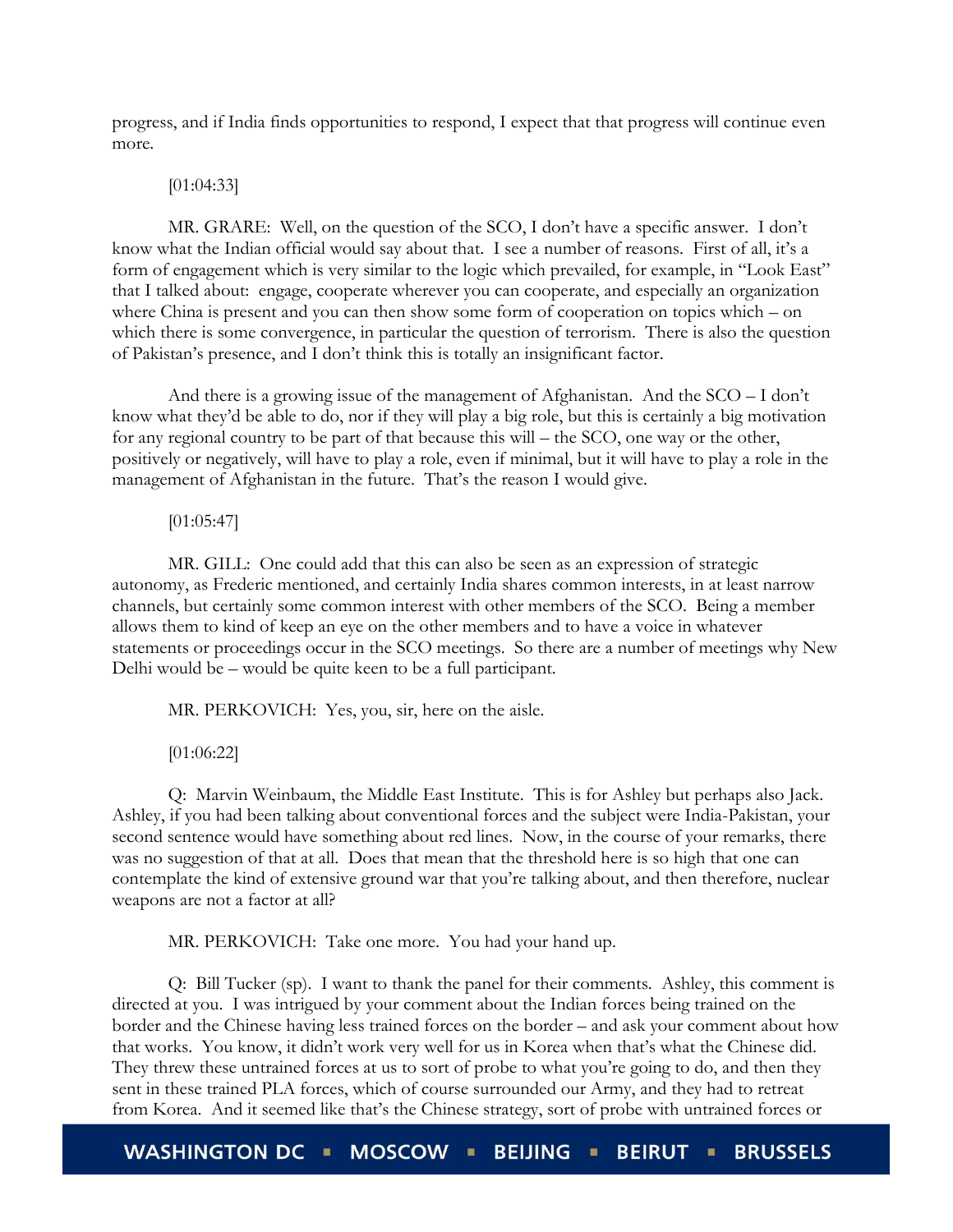progress, and if India finds opportunities to respond, I expect that that progress will continue even more.

[01:04:33]

MR. GRARE: Well, on the question of the SCO, I don't have a specific answer. I don't know what the Indian official would say about that. I see a number of reasons. First of all, it's a form of engagement which is very similar to the logic which prevailed, for example, in "Look East" that I talked about: engage, cooperate wherever you can cooperate, and especially an organization where China is present and you can then show some form of cooperation on topics which – on which there is some convergence, in particular the question of terrorism. There is also the question of Pakistan's presence, and I don't think this is totally an insignificant factor.

And there is a growing issue of the management of Afghanistan. And the SCO – I don't know what they'd be able to do, nor if they will play a big role, but this is certainly a big motivation for any regional country to be part of that because this will – the SCO, one way or the other, positively or negatively, will have to play a role, even if minimal, but it will have to play a role in the management of Afghanistan in the future. That's the reason I would give.

[01:05:47]

MR. GILL: One could add that this can also be seen as an expression of strategic autonomy, as Frederic mentioned, and certainly India shares common interests, in at least narrow channels, but certainly some common interest with other members of the SCO. Being a member allows them to kind of keep an eye on the other members and to have a voice in whatever statements or proceedings occur in the SCO meetings. So there are a number of meetings why New Delhi would be – would be quite keen to be a full participant.

MR. PERKOVICH: Yes, you, sir, here on the aisle.

[01:06:22]

Q: Marvin Weinbaum, the Middle East Institute. This is for Ashley but perhaps also Jack. Ashley, if you had been talking about conventional forces and the subject were India-Pakistan, your second sentence would have something about red lines. Now, in the course of your remarks, there was no suggestion of that at all. Does that mean that the threshold here is so high that one can contemplate the kind of extensive ground war that you're talking about, and then therefore, nuclear weapons are not a factor at all?

MR. PERKOVICH: Take one more. You had your hand up.

Q: Bill Tucker (sp). I want to thank the panel for their comments. Ashley, this comment is directed at you. I was intrigued by your comment about the Indian forces being trained on the border and the Chinese having less trained forces on the border – and ask your comment about how that works. You know, it didn't work very well for us in Korea when that's what the Chinese did. They threw these untrained forces at us to sort of probe to what you're going to do, and then they sent in these trained PLA forces, which of course surrounded our Army, and they had to retreat from Korea. And it seemed like that's the Chinese strategy, sort of probe with untrained forces or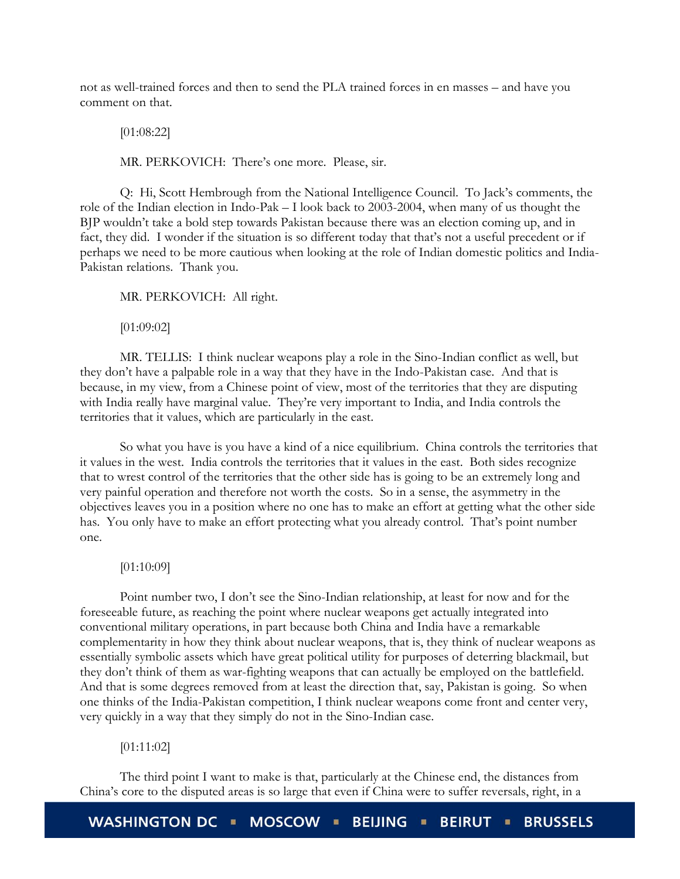not as well-trained forces and then to send the PLA trained forces in en masses – and have you comment on that.

[01:08:22]

MR. PERKOVICH: There's one more. Please, sir.

Q: Hi, Scott Hembrough from the National Intelligence Council. To Jack's comments, the role of the Indian election in Indo-Pak – I look back to 2003-2004, when many of us thought the BJP wouldn't take a bold step towards Pakistan because there was an election coming up, and in fact, they did. I wonder if the situation is so different today that that's not a useful precedent or if perhaps we need to be more cautious when looking at the role of Indian domestic politics and India-Pakistan relations. Thank you.

MR. PERKOVICH: All right.

[01:09:02]

MR. TELLIS: I think nuclear weapons play a role in the Sino-Indian conflict as well, but they don't have a palpable role in a way that they have in the Indo-Pakistan case. And that is because, in my view, from a Chinese point of view, most of the territories that they are disputing with India really have marginal value. They're very important to India, and India controls the territories that it values, which are particularly in the east.

So what you have is you have a kind of a nice equilibrium. China controls the territories that it values in the west. India controls the territories that it values in the east. Both sides recognize that to wrest control of the territories that the other side has is going to be an extremely long and very painful operation and therefore not worth the costs. So in a sense, the asymmetry in the objectives leaves you in a position where no one has to make an effort at getting what the other side has. You only have to make an effort protecting what you already control. That's point number one.

[01:10:09]

Point number two, I don't see the Sino-Indian relationship, at least for now and for the foreseeable future, as reaching the point where nuclear weapons get actually integrated into conventional military operations, in part because both China and India have a remarkable complementarity in how they think about nuclear weapons, that is, they think of nuclear weapons as essentially symbolic assets which have great political utility for purposes of deterring blackmail, but they don't think of them as war-fighting weapons that can actually be employed on the battlefield. And that is some degrees removed from at least the direction that, say, Pakistan is going. So when one thinks of the India-Pakistan competition, I think nuclear weapons come front and center very, very quickly in a way that they simply do not in the Sino-Indian case.

[01:11:02]

The third point I want to make is that, particularly at the Chinese end, the distances from China's core to the disputed areas is so large that even if China were to suffer reversals, right, in a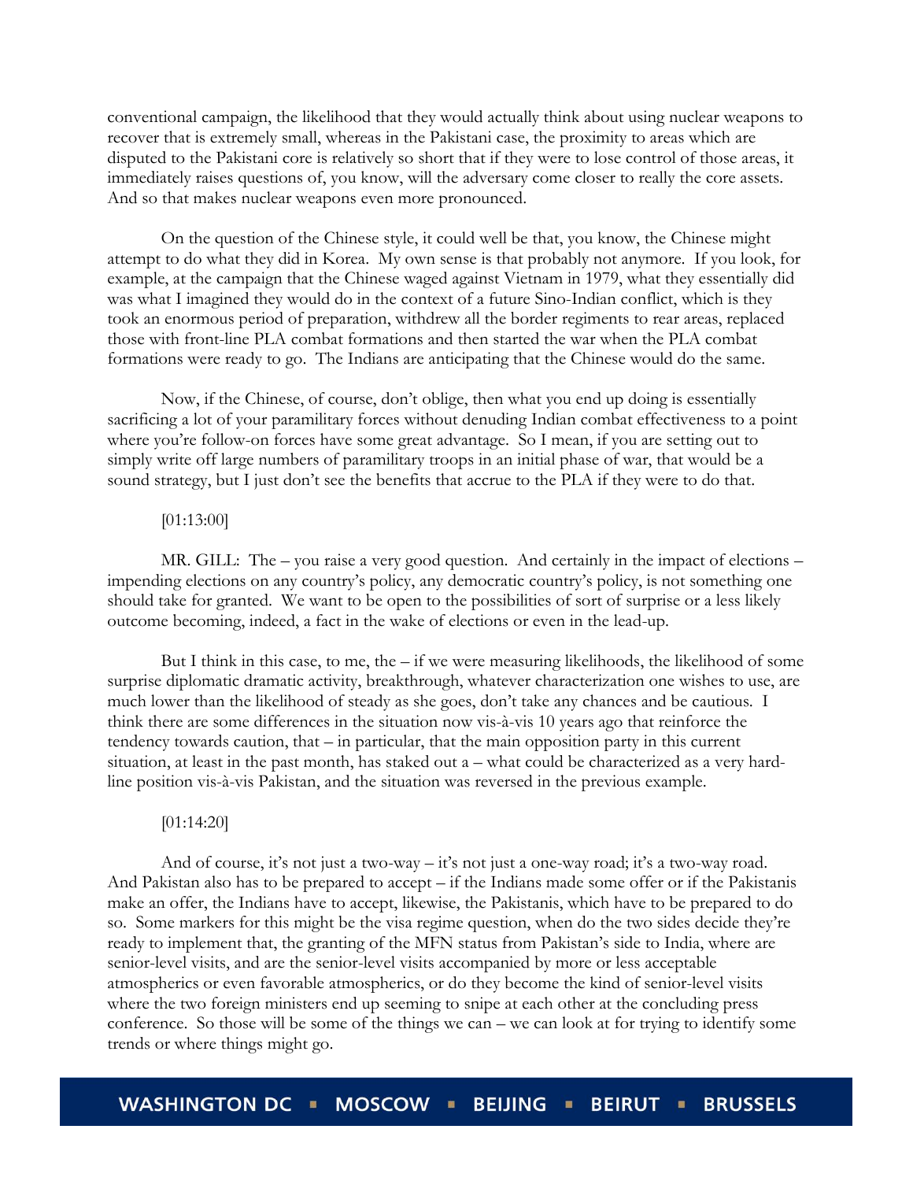conventional campaign, the likelihood that they would actually think about using nuclear weapons to recover that is extremely small, whereas in the Pakistani case, the proximity to areas which are disputed to the Pakistani core is relatively so short that if they were to lose control of those areas, it immediately raises questions of, you know, will the adversary come closer to really the core assets. And so that makes nuclear weapons even more pronounced.

On the question of the Chinese style, it could well be that, you know, the Chinese might attempt to do what they did in Korea. My own sense is that probably not anymore. If you look, for example, at the campaign that the Chinese waged against Vietnam in 1979, what they essentially did was what I imagined they would do in the context of a future Sino-Indian conflict, which is they took an enormous period of preparation, withdrew all the border regiments to rear areas, replaced those with front-line PLA combat formations and then started the war when the PLA combat formations were ready to go. The Indians are anticipating that the Chinese would do the same.

Now, if the Chinese, of course, don't oblige, then what you end up doing is essentially sacrificing a lot of your paramilitary forces without denuding Indian combat effectiveness to a point where you're follow-on forces have some great advantage. So I mean, if you are setting out to simply write off large numbers of paramilitary troops in an initial phase of war, that would be a sound strategy, but I just don't see the benefits that accrue to the PLA if they were to do that.

[01:13:00]

MR. GILL: The – you raise a very good question. And certainly in the impact of elections – impending elections on any country's policy, any democratic country's policy, is not something one should take for granted. We want to be open to the possibilities of sort of surprise or a less likely outcome becoming, indeed, a fact in the wake of elections or even in the lead-up.

But I think in this case, to me, the – if we were measuring likelihoods, the likelihood of some surprise diplomatic dramatic activity, breakthrough, whatever characterization one wishes to use, are much lower than the likelihood of steady as she goes, don't take any chances and be cautious. I think there are some differences in the situation now vis-à-vis 10 years ago that reinforce the tendency towards caution, that – in particular, that the main opposition party in this current situation, at least in the past month, has staked out a – what could be characterized as a very hard-line position vis-à-vis Pakistan, and the situation was reversed in the previous example.

[01:14:20]

And of course, it's not just a two-way – it's not just a one-way road; it's a two-way road. And Pakistan also has to be prepared to accept – if the Indians made some offer or if the Pakistanis make an offer, the Indians have to accept, likewise, the Pakistanis, which have to be prepared to do so. Some markers for this might be the visa regime question, when do the two sides decide they're ready to implement that, the granting of the MFN status from Pakistan's side to India, where are senior-level visits, and are the senior-level visits accompanied by more or less acceptable atmospherics or even favorable atmospherics, or do they become the kind of senior-level visits where the two foreign ministers end up seeming to snipe at each other at the concluding press conference. So those will be some of the things we can – we can look at for trying to identify some trends or where things might go.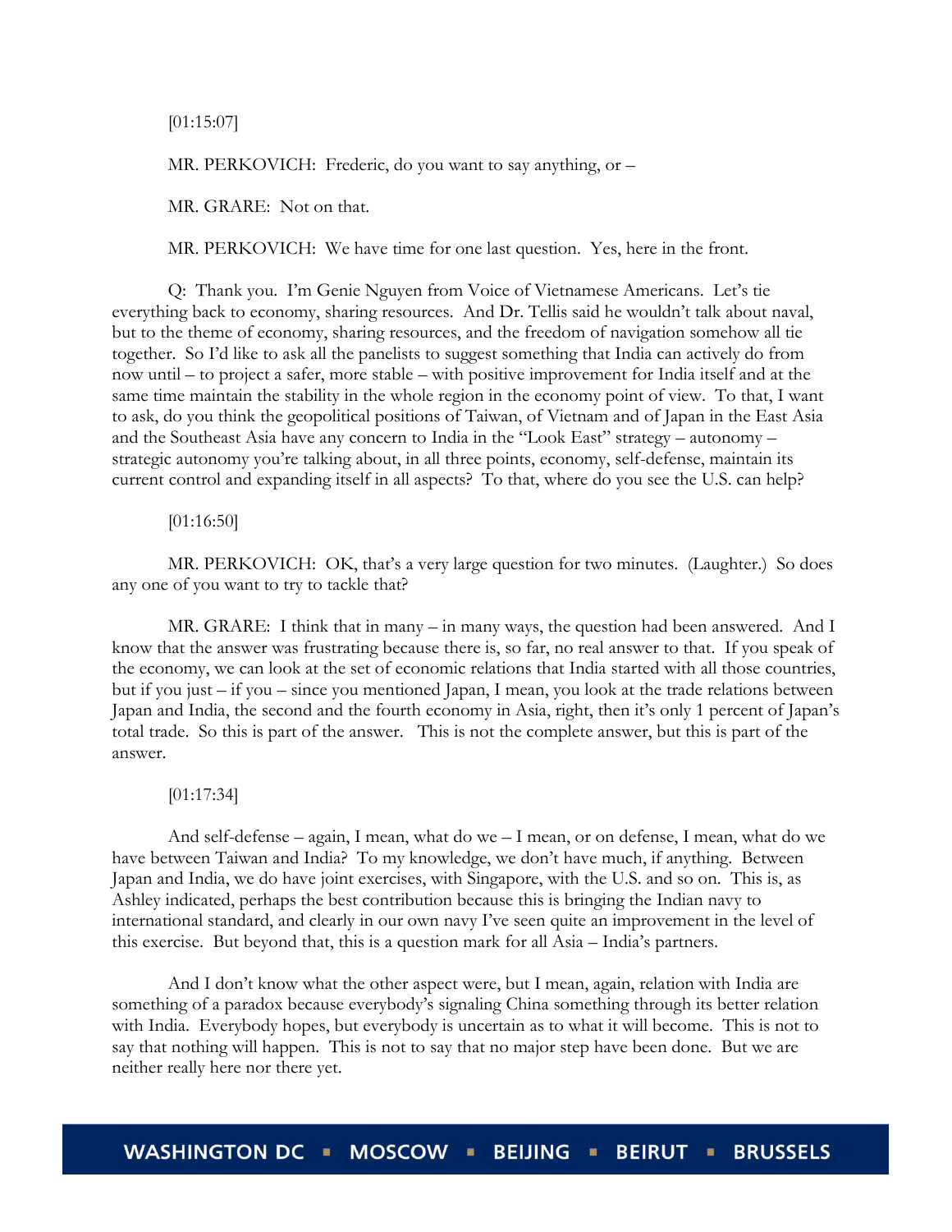[01:15:07]

MR. PERKOVICH: Frederic, do you want to say anything, or –

MR. GRARE: Not on that.

MR. PERKOVICH: We have time for one last question. Yes, here in the front.

Q: Thank you. I'm Genie Nguyen from Voice of Vietnamese Americans. Let's tie everything back to economy, sharing resources. And Dr. Tellis said he wouldn't talk about naval, but to the theme of economy, sharing resources, and the freedom of navigation somehow all tie together. So I'd like to ask all the panelists to suggest something that India can actively do from now until – to project a safer, more stable – with positive improvement for India itself and at the same time maintain the stability in the whole region in the economy point of view. To that, I want to ask, do you think the geopolitical positions of Taiwan, of Vietnam and of Japan in the East Asia and the Southeast Asia have any concern to India in the "Look East" strategy – autonomy – strategic autonomy you're talking about, in all three points, economy, self-defense, maintain its current control and expanding itself in all aspects? To that, where do you see the U.S. can help?

[01:16:50]

MR. PERKOVICH: OK, that's a very large question for two minutes. (Laughter.) So does any one of you want to try to tackle that?

MR. GRARE: I think that in many – in many ways, the question had been answered. And I know that the answer was frustrating because there is, so far, no real answer to that. If you speak of the economy, we can look at the set of economic relations that India started with all those countries, but if you just – if you – since you mentioned Japan, I mean, you look at the trade relations between Japan and India, the second and the fourth economy in Asia, right, then it's only 1 percent of Japan's total trade. So this is part of the answer. This is not the complete answer, but this is part of the answer.

[01:17:34]

And self-defense – again, I mean, what do we – I mean, or on defense, I mean, what do we have between Taiwan and India? To my knowledge, we don't have much, if anything. Between Japan and India, we do have joint exercises, with Singapore, with the U.S. and so on. This is, as Ashley indicated, perhaps the best contribution because this is bringing the Indian navy to international standard, and clearly in our own navy I've seen quite an improvement in the level of this exercise. But beyond that, this is a question mark for all Asia – India's partners.

And I don't know what the other aspect were, but I mean, again, relation with India are something of a paradox because everybody's signaling China something through its better relation with India. Everybody hopes, but everybody is uncertain as to what it will become. This is not to say that nothing will happen. This is not to say that no major step have been done. But we are neither really here nor there yet.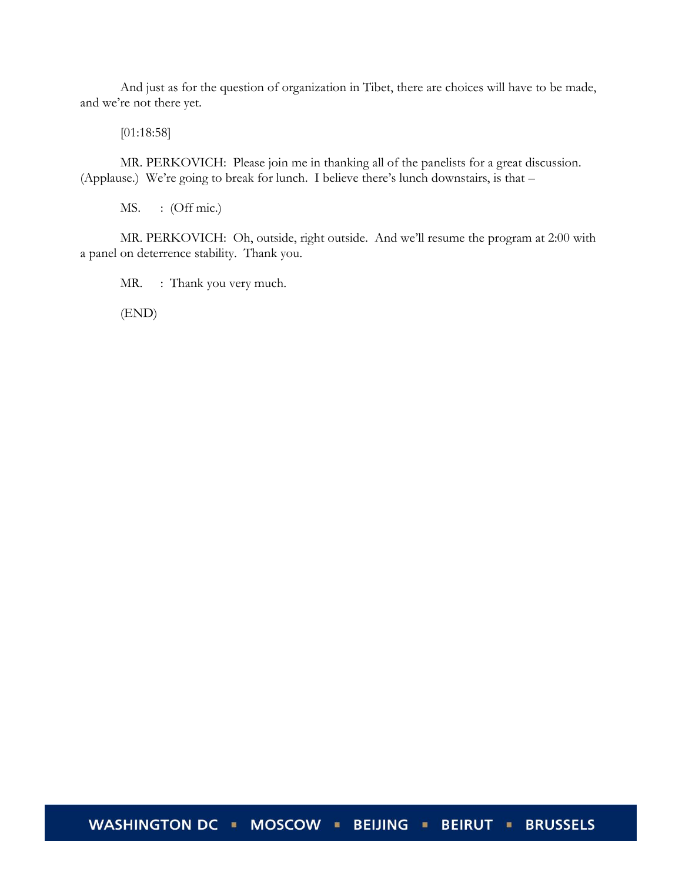And just as for the question of organization in Tibet, there are choices will have to be made, and we're not there yet.

[01:18:58]

MR. PERKOVICH: Please join me in thanking all of the panelists for a great discussion. (Applause.) We're going to break for lunch. I believe there's lunch downstairs, is that –

MS. : (Off mic.)

MR. PERKOVICH: Oh, outside, right outside. And we'll resume the program at 2:00 with a panel on deterrence stability. Thank you.

MR. : Thank you very much.

(END)